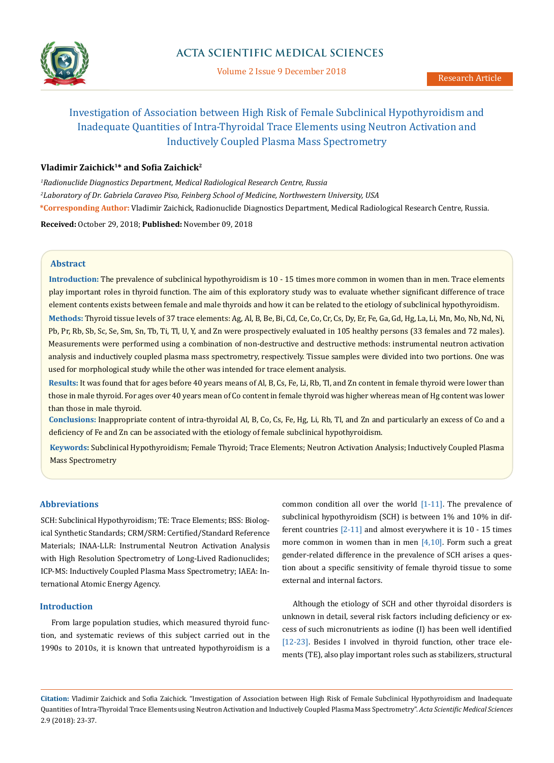# Investigation of Association between High Risk of Female Subclinical Hypothyroidism and Inadequate Quantities of Intra-Thyroidal Trace Elements using Neutron Activation and Inductively Coupled Plasma Mass Spectrometry

**Vladimir Zaichick[1]* and Sofia Zaichick[2]**

*[1]Radionuclide Diagnostics Department, Medical Radiological Research Centre, Russia*

*[2]Laboratory of Dr. Gabriela Caraveo Piso, Feinberg School of Medicine, Northwestern University, USA*

***Corresponding Author:** Vladimir Zaichick, Radionuclide Diagnostics Department, Medical Radiological Research Centre, Russia.

**Received:** October 29, 2018; **Published:** November 09, 2018

## Abstract

**Introduction:** The prevalence of subclinical hypothyroidism is 10 - 15 times more common in women than in men. Trace elements play important roles in thyroid function. The aim of this exploratory study was to evaluate whether significant difference of trace element contents exists between female and male thyroids and how it can be related to the etiology of subclinical hypothyroidism.

**Methods:** Thyroid tissue levels of 37 trace elements: Ag, Al, B, Be, Bi, Cd, Ce, Co, Cr, Cs, Dy, Er, Fe, Ga, Gd, Hg, La, Li, Mn, Mo, Nb, Nd, Ni, Pb, Pr, Rb, Sb, Sc, Se, Sm, Sn, Tb, Ti, Tl, U, Y, and Zn were prospectively evaluated in 105 healthy persons (33 females and 72 males). Measurements were performed using a combination of non-destructive and destructive methods: instrumental neutron activation analysis and inductively coupled plasma mass spectrometry, respectively. Tissue samples were divided into two portions. One was used for morphological study while the other was intended for trace element analysis.

**Results:** It was found that for ages before 40 years means of Al, B, Cs, Fe, Li, Rb, Tl, and Zn content in female thyroid were lower than those in male thyroid. For ages over 40 years mean of Co content in female thyroid was higher whereas mean of Hg content was lower than those in male thyroid.

**Conclusions:** Inappropriate content of intra-thyroidal Al, B, Co, Cs, Fe, Hg, Li, Rb, Tl, and Zn and particularly an excess of Co and a deficiency of Fe and Zn can be associated with the etiology of female subclinical hypothyroidism.

**Keywords:** Subclinical Hypothyroidism; Female Thyroid; Trace Elements; Neutron Activation Analysis; Inductively Coupled Plasma Mass Spectrometry

## Abbreviations

SCH: Subclinical Hypothyroidism; TE: Trace Elements; BSS: Biological Synthetic Standards; CRM/SRM: Certified/Standard Reference Materials; INAA-LLR: Instrumental Neutron Activation Analysis with High Resolution Spectrometry of Long-Lived Radionuclides; ICP-MS: Inductively Coupled Plasma Mass Spectrometry; IAEA: International Atomic Energy Agency.

## Introduction

From large population studies, which measured thyroid function, and systematic reviews of this subject carried out in the 1990s to 2010s, it is known that untreated hypothyroidism is a common condition all over the world [1-11]. The prevalence of subclinical hypothyroidism (SCH) is between 1% and 10% in different countries [2-11] and almost everywhere it is 10 - 15 times more common in women than in men [4,10]. Form such a great gender-related difference in the prevalence of SCH arises a question about a specific sensitivity of female thyroid tissue to some external and internal factors.

Although the etiology of SCH and other thyroidal disorders is unknown in detail, several risk factors including deficiency or excess of such micronutrients as iodine (I) has been well identified [12-23]. Besides I involved in thyroid function, other trace elements (TE), also play important roles such as stabilizers, structural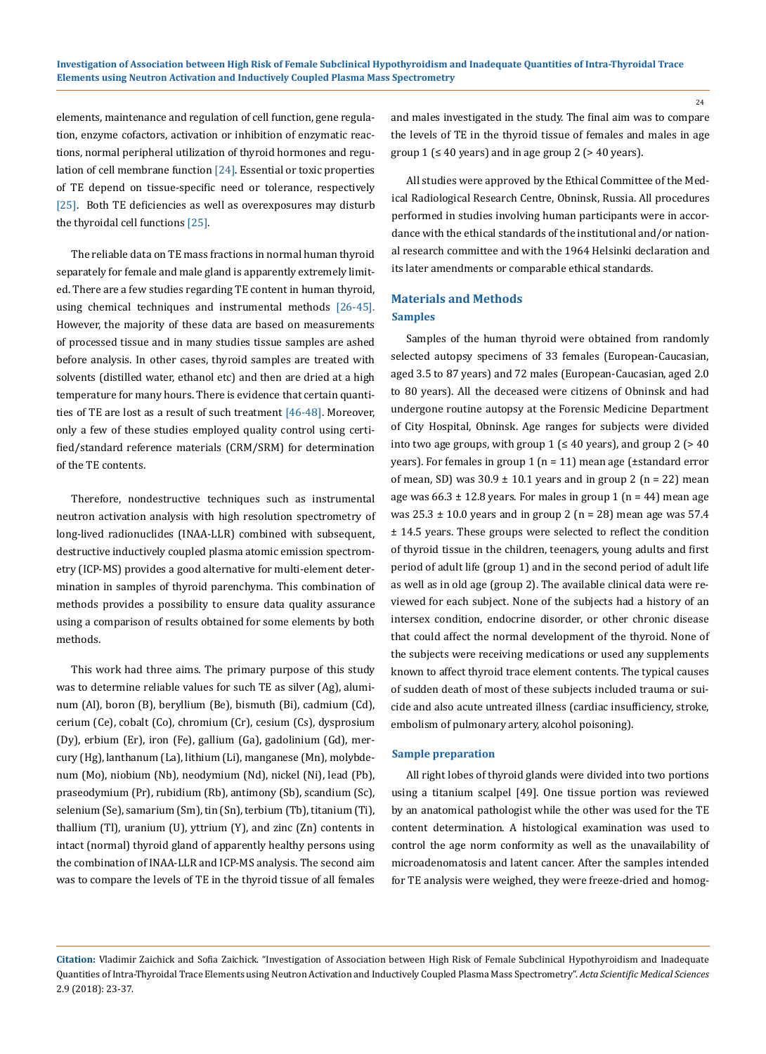elements, maintenance and regulation of cell function, gene regulation, enzyme cofactors, activation or inhibition of enzymatic reactions, normal peripheral utilization of thyroid hormones and regulation of cell membrane function [24]. Essential or toxic properties of TE depend on tissue-specific need or tolerance, respectively [25]. Both TE deficiencies as well as overexposures may disturb the thyroidal cell functions [25].

The reliable data on TE mass fractions in normal human thyroid separately for female and male gland is apparently extremely limited. There are a few studies regarding TE content in human thyroid, using chemical techniques and instrumental methods [26-45]. However, the majority of these data are based on measurements of processed tissue and in many studies tissue samples are ashed before analysis. In other cases, thyroid samples are treated with solvents (distilled water, ethanol etc) and then are dried at a high temperature for many hours. There is evidence that certain quantities of TE are lost as a result of such treatment [46-48]. Moreover, only a few of these studies employed quality control using certified/standard reference materials (CRM/SRM) for determination of the TE contents.

Therefore, nondestructive techniques such as instrumental neutron activation analysis with high resolution spectrometry of long-lived radionuclides (INAA-LLR) combined with subsequent, destructive inductively coupled plasma atomic emission spectrometry (ICP-MS) provides a good alternative for multi-element determination in samples of thyroid parenchyma. This combination of methods provides a possibility to ensure data quality assurance using a comparison of results obtained for some elements by both methods.

This work had three aims. The primary purpose of this study was to determine reliable values for such TE as silver (Ag), aluminum (Al), boron (B), beryllium (Be), bismuth (Bi), cadmium (Cd), cerium (Ce), cobalt (Co), chromium (Cr), cesium (Cs), dysprosium (Dy), erbium (Er), iron (Fe), gallium (Ga), gadolinium (Gd), mercury (Hg), lanthanum (La), lithium (Li), manganese (Mn), molybdenum (Mo), niobium (Nb), neodymium (Nd), nickel (Ni), lead (Pb), praseodymium (Pr), rubidium (Rb), antimony (Sb), scandium (Sc), selenium (Se), samarium (Sm), tin (Sn), terbium (Tb), titanium (Ti), thallium (Tl), uranium (U), yttrium (Y), and zinc (Zn) contents in intact (normal) thyroid gland of apparently healthy persons using the combination of INAA-LLR and ICP-MS analysis. The second aim was to compare the levels of TE in the thyroid tissue of all females and males investigated in the study. The final aim was to compare the levels of TE in the thyroid tissue of females and males in age group 1 (≤ 40 years) and in age group 2 (> 40 years).

All studies were approved by the Ethical Committee of the Medical Radiological Research Centre, Obninsk, Russia. All procedures performed in studies involving human participants were in accordance with the ethical standards of the institutional and/or national research committee and with the 1964 Helsinki declaration and its later amendments or comparable ethical standards.

## Materials and Methods

### Samples

Samples of the human thyroid were obtained from randomly selected autopsy specimens of 33 females (European-Caucasian, aged 3.5 to 87 years) and 72 males (European-Caucasian, aged 2.0 to 80 years). All the deceased were citizens of Obninsk and had undergone routine autopsy at the Forensic Medicine Department of City Hospital, Obninsk. Age ranges for subjects were divided into two age groups, with group 1 (≤ 40 years), and group 2 (> 40 years). For females in group 1 (n = 11) mean age (±standard error of mean, SD) was 30.9 ± 10.1 years and in group 2 (n = 22) mean age was 66.3 ± 12.8 years. For males in group 1 (n = 44) mean age was 25.3 ± 10.0 years and in group 2 (n = 28) mean age was 57.4 ± 14.5 years. These groups were selected to reflect the condition of thyroid tissue in the children, teenagers, young adults and first period of adult life (group 1) and in the second period of adult life as well as in old age (group 2). The available clinical data were reviewed for each subject. None of the subjects had a history of an intersex condition, endocrine disorder, or other chronic disease that could affect the normal development of the thyroid. None of the subjects were receiving medications or used any supplements known to affect thyroid trace element contents. The typical causes of sudden death of most of these subjects included trauma or suicide and also acute untreated illness (cardiac insufficiency, stroke, embolism of pulmonary artery, alcohol poisoning).

### Sample preparation

All right lobes of thyroid glands were divided into two portions using a titanium scalpel [49]. One tissue portion was reviewed by an anatomical pathologist while the other was used for the TE content determination. A histological examination was used to control the age norm conformity as well as the unavailability of microadenomatosis and latent cancer. After the samples intended for TE analysis were weighed, they were freeze-dried and homog-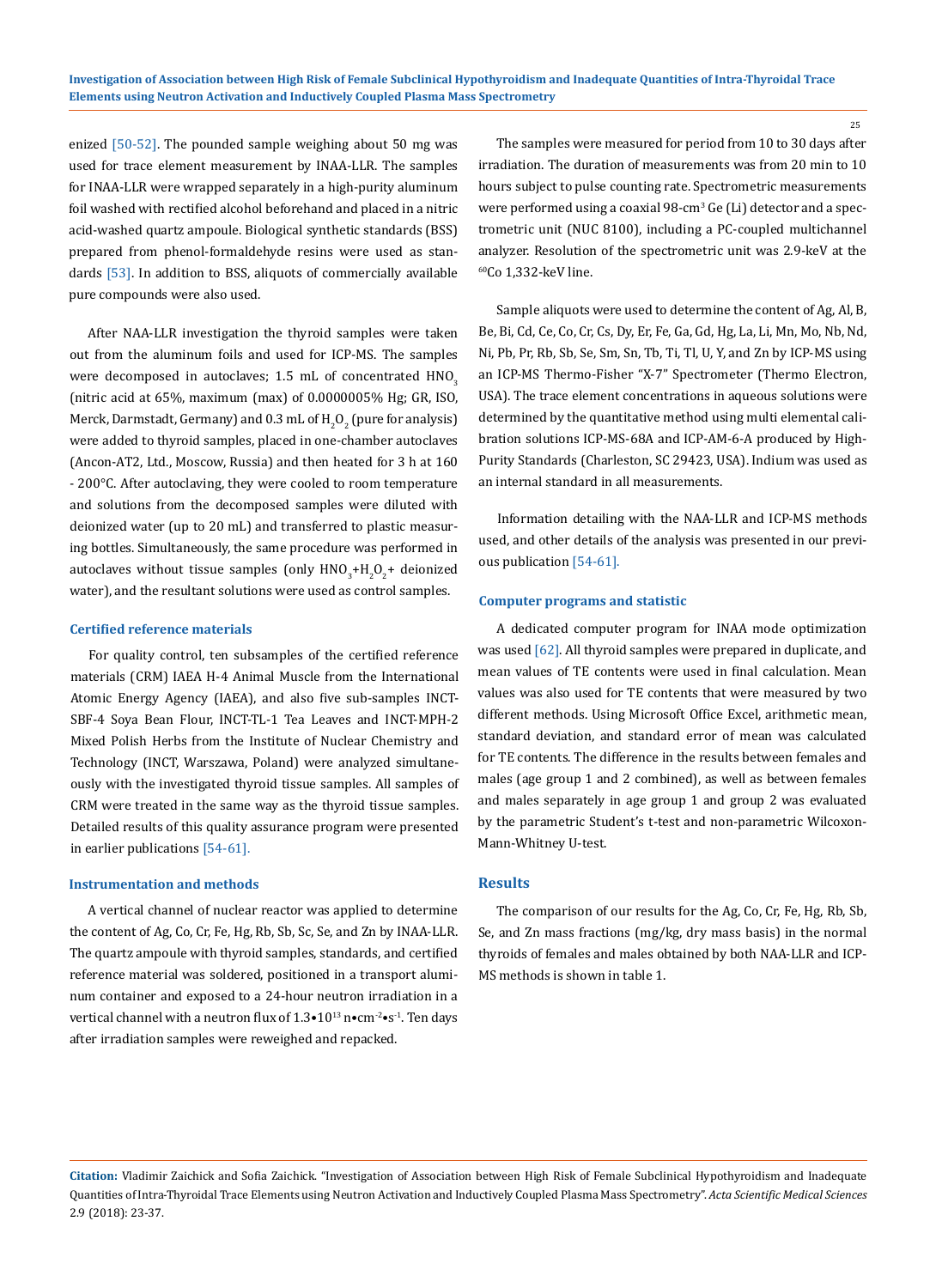enized [50-52]. The pounded sample weighing about 50 mg was used for trace element measurement by INAA-LLR. The samples for INAA-LLR were wrapped separately in a high-purity aluminum foil washed with rectified alcohol beforehand and placed in a nitric acid-washed quartz ampoule. Biological synthetic standards (BSS) prepared from phenol-formaldehyde resins were used as standards [53]. In addition to BSS, aliquots of commercially available pure compounds were also used.

After NAA-LLR investigation the thyroid samples were taken out from the aluminum foils and used for ICP-MS. The samples were decomposed in autoclaves; 1.5 mL of concentrated $HNO_3$ (nitric acid at 65%, maximum (max) of 0.0000005% Hg; GR, ISO, Merck, Darmstadt, Germany) and 0.3 mL of $H_2O_2$ (pure for analysis) were added to thyroid samples, placed in one-chamber autoclaves (Ancon-AT2, Ltd., Moscow, Russia) and then heated for 3 h at 160 - 200°C. After autoclaving, they were cooled to room temperature and solutions from the decomposed samples were diluted with deionized water (up to 20 mL) and transferred to plastic measuring bottles. Simultaneously, the same procedure was performed in autoclaves without tissue samples (only $HNO_3$+$H_2O_2$+ deionized water), and the resultant solutions were used as control samples.

### Certified reference materials

For quality control, ten subsamples of the certified reference materials (CRM) IAEA H-4 Animal Muscle from the International Atomic Energy Agency (IAEA), and also five sub-samples INCT-SBF-4 Soya Bean Flour, INCT-TL-1 Tea Leaves and INCT-MPH-2 Mixed Polish Herbs from the Institute of Nuclear Chemistry and Technology (INCT, Warszawa, Poland) were analyzed simultaneously with the investigated thyroid tissue samples. All samples of CRM were treated in the same way as the thyroid tissue samples. Detailed results of this quality assurance program were presented in earlier publications [54-61].

### Instrumentation and methods

A vertical channel of nuclear reactor was applied to determine the content of Ag, Co, Cr, Fe, Hg, Rb, Sb, Sc, Se, and Zn by INAA-LLR. The quartz ampoule with thyroid samples, standards, and certified reference material was soldered, positioned in a transport aluminum container and exposed to a 24-hour neutron irradiation in a vertical channel with a neutron flux of $1.3 \bullet 10^{13}$ $n \bullet cm^{-2} \bullet s^{-1}$. Ten days after irradiation samples were reweighed and repacked.

The samples were measured for period from 10 to 30 days after irradiation. The duration of measurements was from 20 min to 10 hours subject to pulse counting rate. Spectrometric measurements were performed using a coaxial 98-$cm^3$ Ge (Li) detector and a spectrometric unit (NUC 8100), including a PC-coupled multichannel analyzer. Resolution of the spectrometric unit was 2.9-keV at the $^{60}$Co 1,332-keV line.

Sample aliquots were used to determine the content of Ag, Al, B, Be, Bi, Cd, Ce, Co, Cr, Cs, Dy, Er, Fe, Ga, Gd, Hg, La, Li, Mn, Mo, Nb, Nd, Ni, Pb, Pr, Rb, Sb, Se, Sm, Sn, Tb, Ti, Tl, U, Y, and Zn by ICP-MS using an ICP-MS Thermo-Fisher "X-7" Spectrometer (Thermo Electron, USA). The trace element concentrations in aqueous solutions were determined by the quantitative method using multi elemental calibration solutions ICP-MS-68A and ICP-AM-6-A produced by High-Purity Standards (Charleston, SC 29423, USA). Indium was used as an internal standard in all measurements.

Information detailing with the NAA-LLR and ICP-MS methods used, and other details of the analysis was presented in our previous publication [54-61].

### Computer programs and statistic

A dedicated computer program for INAA mode optimization was used [62]. All thyroid samples were prepared in duplicate, and mean values of TE contents were used in final calculation. Mean values was also used for TE contents that were measured by two different methods. Using Microsoft Office Excel, arithmetic mean, standard deviation, and standard error of mean was calculated for TE contents. The difference in the results between females and males (age group 1 and 2 combined), as well as between females and males separately in age group 1 and group 2 was evaluated by the parametric Student's t-test and non-parametric Wilcoxon-Mann-Whitney U-test.

## Results

The comparison of our results for the Ag, Co, Cr, Fe, Hg, Rb, Sb, Se, and Zn mass fractions (mg/kg, dry mass basis) in the normal thyroids of females and males obtained by both NAA-LLR and ICP-MS methods is shown in table 1.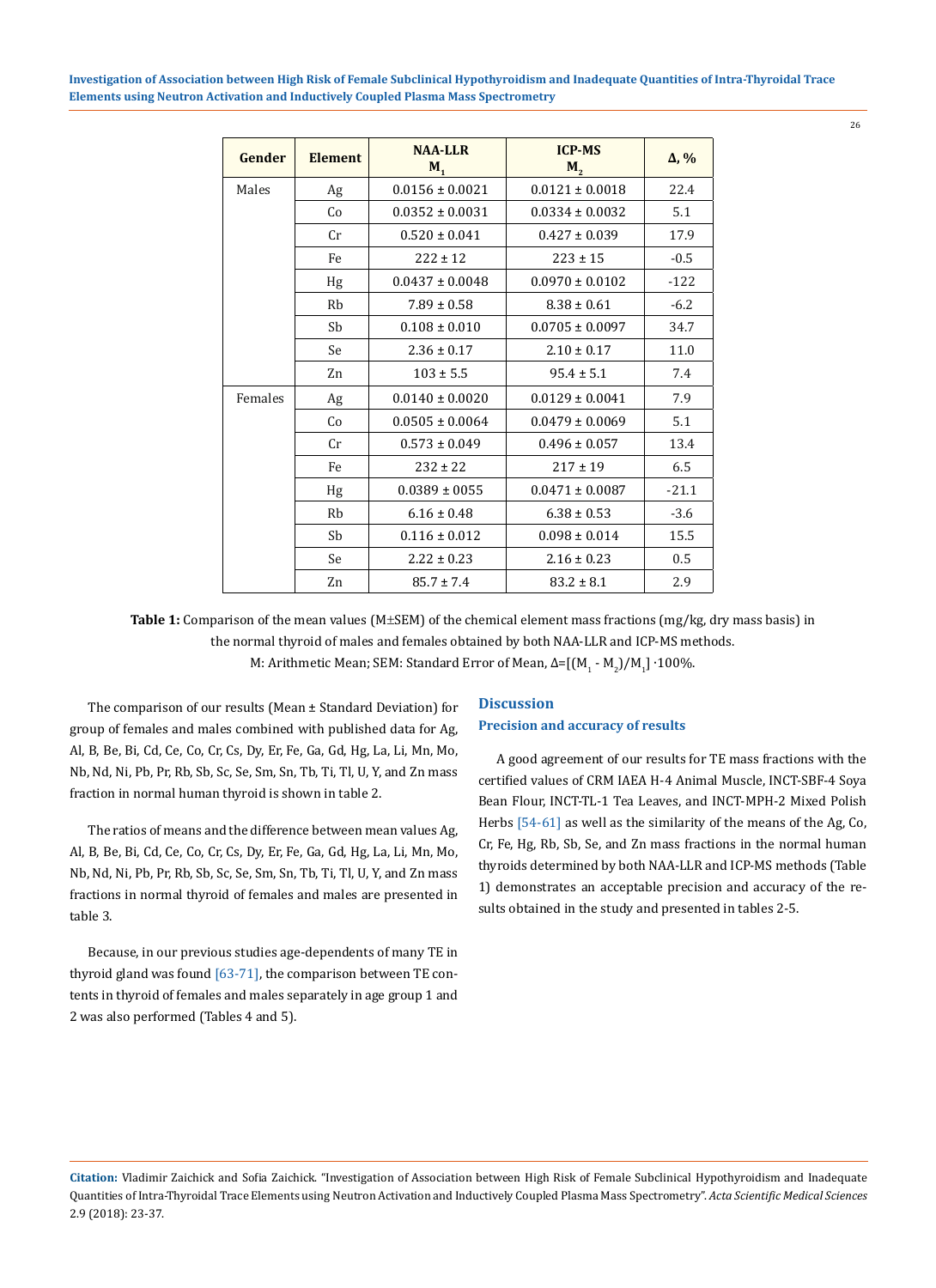| Gender | Element | NAA-LLR $M_1$ | ICP-MS $M_2$ | Δ, % |
|---|---|---|---|---|
| Males | Ag | 0.0156 ± 0.0021 | 0.0121 ± 0.0018 | 22.4 |
| | Co | 0.0352 ± 0.0031 | 0.0334 ± 0.0032 | 5.1 |
| | Cr | 0.520 ± 0.041 | 0.427 ± 0.039 | 17.9 |
| | Fe | 222 ± 12 | 223 ± 15 | -0.5 |
| | Hg | 0.0437 ± 0.0048 | 0.0970 ± 0.0102 | -122 |
| | Rb | 7.89 ± 0.58 | 8.38 ± 0.61 | -6.2 |
| | Sb | 0.108 ± 0.010 | 0.0705 ± 0.0097 | 34.7 |
| | Se | 2.36 ± 0.17 | 2.10 ± 0.17 | 11.0 |
| | Zn | 103 ± 5.5 | 95.4 ± 5.1 | 7.4 |
| Females | Ag | 0.0140 ± 0.0020 | 0.0129 ± 0.0041 | 7.9 |
| | Co | 0.0505 ± 0.0064 | 0.0479 ± 0.0069 | 5.1 |
| | Cr | 0.573 ± 0.049 | 0.496 ± 0.057 | 13.4 |
| | Fe | 232 ± 22 | 217 ± 19 | 6.5 |
| | Hg | 0.0389 ± 0055 | 0.0471 ± 0.0087 | -21.1 |
| | Rb | 6.16 ± 0.48 | 6.38 ± 0.53 | -3.6 |
| | Sb | 0.116 ± 0.012 | 0.098 ± 0.014 | 15.5 |
| | Se | 2.22 ± 0.23 | 2.16 ± 0.23 | 0.5 |
| | Zn | 85.7 ± 7.4 | 83.2 ± 8.1 | 2.9 |

**Table 1:** Comparison of the mean values (M±SEM) of the chemical element mass fractions (mg/kg, dry mass basis) in the normal thyroid of males and females obtained by both NAA-LLR and ICP-MS methods.
M: Arithmetic Mean; SEM: Standard Error of Mean, $\Delta=[(M_1 - M_2)/M_1] \cdot 100\%$.

The comparison of our results (Mean ± Standard Deviation) for group of females and males combined with published data for Ag, Al, B, Be, Bi, Cd, Ce, Co, Cr, Cs, Dy, Er, Fe, Ga, Gd, Hg, La, Li, Mn, Mo, Nb, Nd, Ni, Pb, Pr, Rb, Sb, Sc, Se, Sm, Sn, Tb, Ti, Tl, U, Y, and Zn mass fraction in normal human thyroid is shown in table 2.

The ratios of means and the difference between mean values Ag, Al, B, Be, Bi, Cd, Ce, Co, Cr, Cs, Dy, Er, Fe, Ga, Gd, Hg, La, Li, Mn, Mo, Nb, Nd, Ni, Pb, Pr, Rb, Sb, Sc, Se, Sm, Sn, Tb, Ti, Tl, U, Y, and Zn mass fractions in normal thyroid of females and males are presented in table 3.

Because, in our previous studies age-dependents of many TE in thyroid gland was found [63-71], the comparison between TE contents in thyroid of females and males separately in age group 1 and 2 was also performed (Tables 4 and 5).

## Discussion

### Precision and accuracy of results

A good agreement of our results for TE mass fractions with the certified values of CRM IAEA H-4 Animal Muscle, INCT-SBF-4 Soya Bean Flour, INCT-TL-1 Tea Leaves, and INCT-MPH-2 Mixed Polish Herbs [54-61] as well as the similarity of the means of the Ag, Co, Cr, Fe, Hg, Rb, Sb, Se, and Zn mass fractions in the normal human thyroids determined by both NAA-LLR and ICP-MS methods (Table 1) demonstrates an acceptable precision and accuracy of the results obtained in the study and presented in tables 2-5.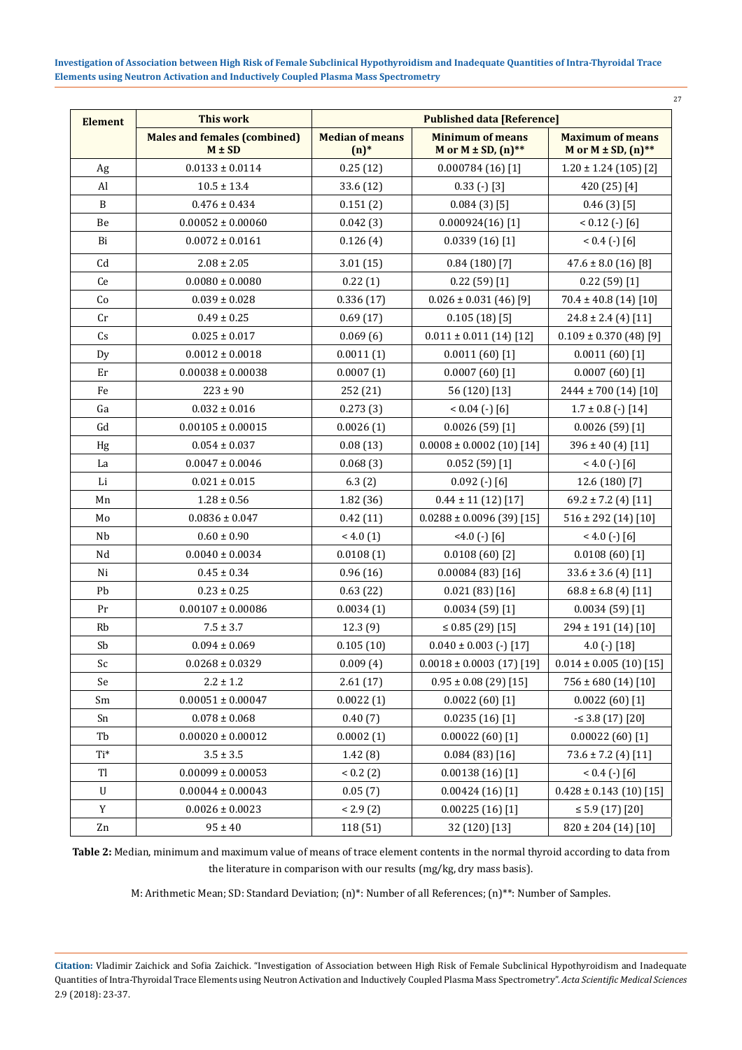| Element | This work | Published data [Reference] | | |
|---|---|---|---|---|
| | Males and females (combined) $M \pm SD$ | Median of means (n)* | Minimum of means M or M ± SD, (n)** | Maximum of means M or M ± SD, (n)** |
| Ag | 0.0133 ± 0.0114 | 0.25 (12) | 0.000784 (16) [1] | 1.20 ± 1.24 (105) [2] |
| Al | 10.5 ± 13.4 | 33.6 (12) | 0.33 (-) [3] | 420 (25) [4] |
| B | 0.476 ± 0.434 | 0.151 (2) | 0.084 (3) [5] | 0.46 (3) [5] |
| Be | 0.00052 ± 0.00060 | 0.042 (3) | 0.000924(16) [1] | < 0.12 (-) [6] |
| Bi | 0.0072 ± 0.0161 | 0.126 (4) | 0.0339 (16) [1] | < 0.4 (-) [6] |
| Cd | 2.08 ± 2.05 | 3.01 (15) | 0.84 (180) [7] | 47.6 ± 8.0 (16) [8] |
| Ce | 0.0080 ± 0.0080 | 0.22 (1) | 0.22 (59) [1] | 0.22 (59) [1] |
| Co | 0.039 ± 0.028 | 0.336 (17) | 0.026 ± 0.031 (46) [9] | 70.4 ± 40.8 (14) [10] |
| Cr | 0.49 ± 0.25 | 0.69 (17) | 0.105 (18) [5] | 24.8 ± 2.4 (4) [11] |
| Cs | 0.025 ± 0.017 | 0.069 (6) | 0.011 ± 0.011 (14) [12] | 0.109 ± 0.370 (48) [9] |
| Dy | 0.0012 ± 0.0018 | 0.0011 (1) | 0.0011 (60) [1] | 0.0011 (60) [1] |
| Er | 0.00038 ± 0.00038 | 0.0007 (1) | 0.0007 (60) [1] | 0.0007 (60) [1] |
| Fe | 223 ± 90 | 252 (21) | 56 (120) [13] | 2444 ± 700 (14) [10] |
| Ga | 0.032 ± 0.016 | 0.273 (3) | < 0.04 (-) [6] | 1.7 ± 0.8 (-) [14] |
| Gd | 0.00105 ± 0.00015 | 0.0026 (1) | 0.0026 (59) [1] | 0.0026 (59) [1] |
| Hg | 0.054 ± 0.037 | 0.08 (13) | 0.0008 ± 0.0002 (10) [14] | 396 ± 40 (4) [11] |
| La | 0.0047 ± 0.0046 | 0.068 (3) | 0.052 (59) [1] | < 4.0 (-) [6] |
| Li | 0.021 ± 0.015 | 6.3 (2) | 0.092 (-) [6] | 12.6 (180) [7] |
| Mn | 1.28 ± 0.56 | 1.82 (36) | 0.44 ± 11 (12) [17] | 69.2 ± 7.2 (4) [11] |
| Mo | 0.0836 ± 0.047 | 0.42 (11) | 0.0288 ± 0.0096 (39) [15] | 516 ± 292 (14) [10] |
| Nb | 0.60 ± 0.90 | < 4.0 (1) | <4.0 (-) [6] | < 4.0 (-) [6] |
| Nd | 0.0040 ± 0.0034 | 0.0108 (1) | 0.0108 (60) [2] | 0.0108 (60) [1] |
| Ni | 0.45 ± 0.34 | 0.96 (16) | 0.00084 (83) [16] | 33.6 ± 3.6 (4) [11] |
| Pb | 0.23 ± 0.25 | 0.63 (22) | 0.021 (83) [16] | 68.8 ± 6.8 (4) [11] |
| Pr | 0.00107 ± 0.00086 | 0.0034 (1) | 0.0034 (59) [1] | 0.0034 (59) [1] |
| Rb | 7.5 ± 3.7 | 12.3 (9) | ≤ 0.85 (29) [15] | 294 ± 191 (14) [10] |
| Sb | 0.094 ± 0.069 | 0.105 (10) | 0.040 ± 0.003 (-) [17] | 4.0 (-) [18] |
| Sc | 0.0268 ± 0.0329 | 0.009 (4) | 0.0018 ± 0.0003 (17) [19] | 0.014 ± 0.005 (10) [15] |
| Se | 2.2 ± 1.2 | 2.61 (17) | 0.95 ± 0.08 (29) [15] | 756 ± 680 (14) [10] |
| Sm | 0.00051 ± 0.00047 | 0.0022 (1) | 0.0022 (60) [1] | 0.0022 (60) [1] |
| Sn | 0.078 ± 0.068 | 0.40 (7) | 0.0235 (16) [1] | -≤ 3.8 (17) [20] |
| Tb | 0.00020 ± 0.00012 | 0.0002 (1) | 0.00022 (60) [1] | 0.00022 (60) [1] |
| Ti* | 3.5 ± 3.5 | 1.42 (8) | 0.084 (83) [16] | 73.6 ± 7.2 (4) [11] |
| Tl | 0.00099 ± 0.00053 | < 0.2 (2) | 0.00138 (16) [1] | < 0.4 (-) [6] |
| U | 0.00044 ± 0.00043 | 0.05 (7) | 0.00424 (16) [1] | 0.428 ± 0.143 (10) [15] |
| Y | 0.0026 ± 0.0023 | < 2.9 (2) | 0.00225 (16) [1] | ≤ 5.9 (17) [20] |
| Zn | 95 ± 40 | 118 (51) | 32 (120) [13] | 820 ± 204 (14) [10] |

**Table 2:** Median, minimum and maximum value of means of trace element contents in the normal thyroid according to data from the literature in comparison with our results (mg/kg, dry mass basis).

M: Arithmetic Mean; SD: Standard Deviation; (n)*: Number of all References; (n)**: Number of Samples.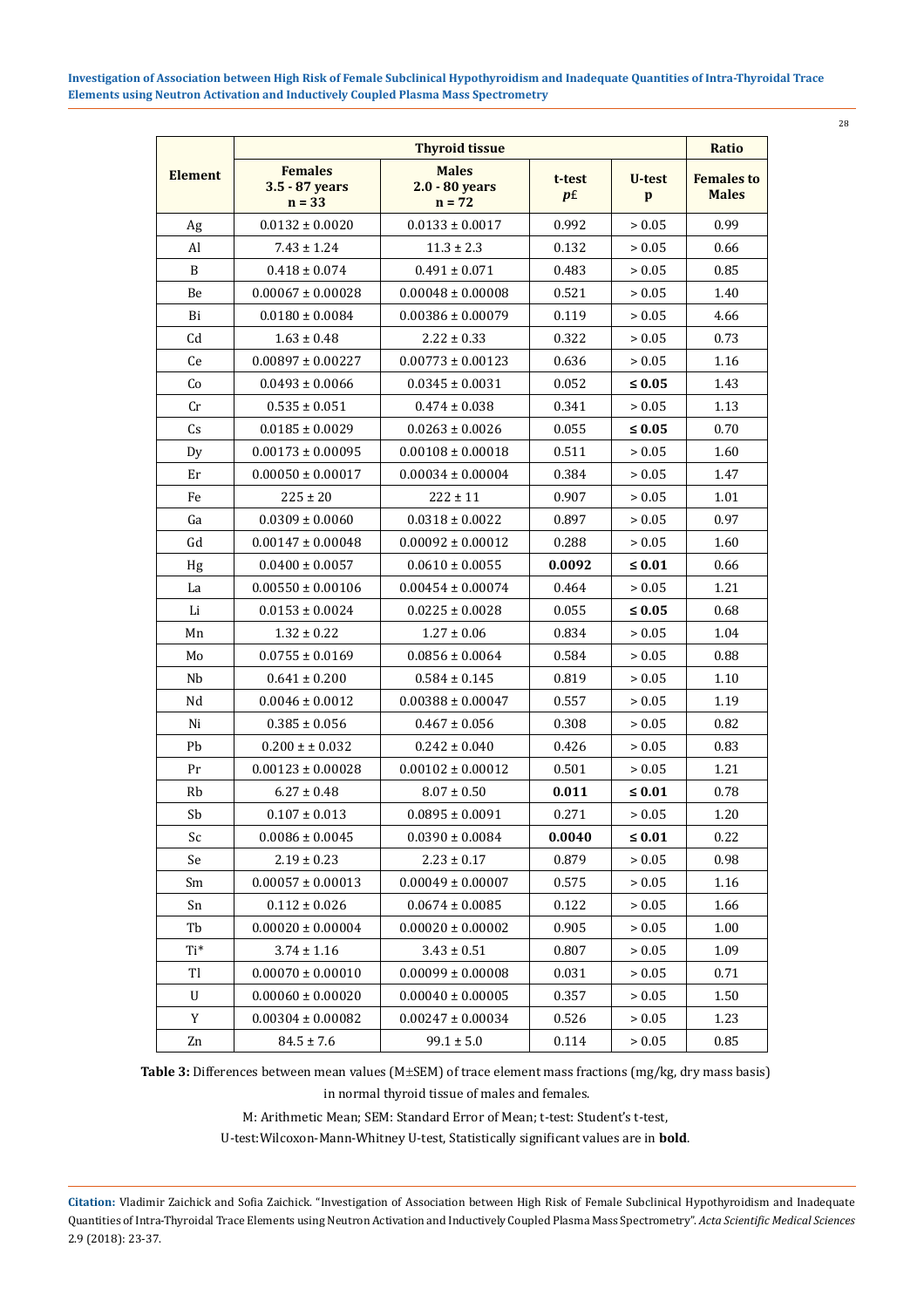| Element | Thyroid tissue | | | | Ratio |
|---|---|---|---|---|---|
| | Females 3.5 - 87 years n = 33 | Males 2.0 - 80 years n = 72 | t-test *p*£ | U-test p | Females to Males |
| Ag | 0.0132 ± 0.0020 | 0.0133 ± 0.0017 | 0.992 | > 0.05 | 0.99 |
| Al | 7.43 ± 1.24 | 11.3 ± 2.3 | 0.132 | > 0.05 | 0.66 |
| B | 0.418 ± 0.074 | 0.491 ± 0.071 | 0.483 | > 0.05 | 0.85 |
| Be | 0.00067 ± 0.00028 | 0.00048 ± 0.00008 | 0.521 | > 0.05 | 1.40 |
| Bi | 0.0180 ± 0.0084 | 0.00386 ± 0.00079 | 0.119 | > 0.05 | 4.66 |
| Cd | 1.63 ± 0.48 | 2.22 ± 0.33 | 0.322 | > 0.05 | 0.73 |
| Ce | 0.00897 ± 0.00227 | 0.00773 ± 0.00123 | 0.636 | > 0.05 | 1.16 |
| Co | 0.0493 ± 0.0066 | 0.0345 ± 0.0031 | 0.052 | **≤ 0.05** | 1.43 |
| Cr | 0.535 ± 0.051 | 0.474 ± 0.038 | 0.341 | > 0.05 | 1.13 |
| Cs | 0.0185 ± 0.0029 | 0.0263 ± 0.0026 | 0.055 | **≤ 0.05** | 0.70 |
| Dy | 0.00173 ± 0.00095 | 0.00108 ± 0.00018 | 0.511 | > 0.05 | 1.60 |
| Er | 0.00050 ± 0.00017 | 0.00034 ± 0.00004 | 0.384 | > 0.05 | 1.47 |
| Fe | 225 ± 20 | 222 ± 11 | 0.907 | > 0.05 | 1.01 |
| Ga | 0.0309 ± 0.0060 | 0.0318 ± 0.0022 | 0.897 | > 0.05 | 0.97 |
| Gd | 0.00147 ± 0.00048 | 0.00092 ± 0.00012 | 0.288 | > 0.05 | 1.60 |
| Hg | 0.0400 ± 0.0057 | 0.0610 ± 0.0055 | **0.0092** | **≤ 0.01** | 0.66 |
| La | 0.00550 ± 0.00106 | 0.00454 ± 0.00074 | 0.464 | > 0.05 | 1.21 |
| Li | 0.0153 ± 0.0024 | 0.0225 ± 0.0028 | 0.055 | **≤ 0.05** | 0.68 |
| Mn | 1.32 ± 0.22 | 1.27 ± 0.06 | 0.834 | > 0.05 | 1.04 |
| Mo | 0.0755 ± 0.0169 | 0.0856 ± 0.0064 | 0.584 | > 0.05 | 0.88 |
| Nb | 0.641 ± 0.200 | 0.584 ± 0.145 | 0.819 | > 0.05 | 1.10 |
| Nd | 0.0046 ± 0.0012 | 0.00388 ± 0.00047 | 0.557 | > 0.05 | 1.19 |
| Ni | 0.385 ± 0.056 | 0.467 ± 0.056 | 0.308 | > 0.05 | 0.82 |
| Pb | 0.200 ± ± 0.032 | 0.242 ± 0.040 | 0.426 | > 0.05 | 0.83 |
| Pr | 0.00123 ± 0.00028 | 0.00102 ± 0.00012 | 0.501 | > 0.05 | 1.21 |
| Rb | 6.27 ± 0.48 | 8.07 ± 0.50 | **0.011** | **≤ 0.01** | 0.78 |
| Sb | 0.107 ± 0.013 | 0.0895 ± 0.0091 | 0.271 | > 0.05 | 1.20 |
| Sc | 0.0086 ± 0.0045 | 0.0390 ± 0.0084 | **0.0040** | **≤ 0.01** | 0.22 |
| Se | 2.19 ± 0.23 | 2.23 ± 0.17 | 0.879 | > 0.05 | 0.98 |
| Sm | 0.00057 ± 0.00013 | 0.00049 ± 0.00007 | 0.575 | > 0.05 | 1.16 |
| Sn | 0.112 ± 0.026 | 0.0674 ± 0.0085 | 0.122 | > 0.05 | 1.66 |
| Tb | 0.00020 ± 0.00004 | 0.00020 ± 0.00002 | 0.905 | > 0.05 | 1.00 |
| Ti* | 3.74 ± 1.16 | 3.43 ± 0.51 | 0.807 | > 0.05 | 1.09 |
| Tl | 0.00070 ± 0.00010 | 0.00099 ± 0.00008 | 0.031 | > 0.05 | 0.71 |
| U | 0.00060 ± 0.00020 | 0.00040 ± 0.00005 | 0.357 | > 0.05 | 1.50 |
| Y | 0.00304 ± 0.00082 | 0.00247 ± 0.00034 | 0.526 | > 0.05 | 1.23 |
| Zn | 84.5 ± 7.6 | 99.1 ± 5.0 | 0.114 | > 0.05 | 0.85 |

**Table 3:** Differences between mean values (M±SEM) of trace element mass fractions (mg/kg, dry mass basis) in normal thyroid tissue of males and females.

M: Arithmetic Mean; SEM: Standard Error of Mean; t-test: Student's t-test,

U-test: Wilcoxon-Mann-Whitney U-test, Statistically significant values are in **bold**.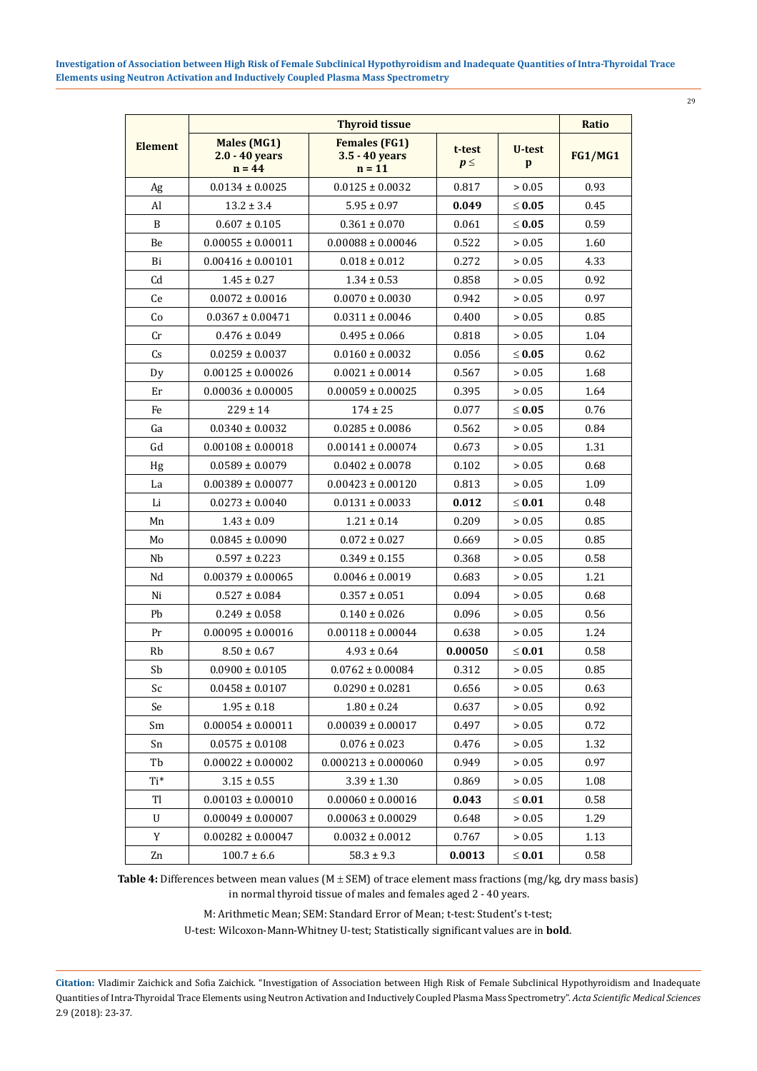| Element | Thyroid tissue | | | | Ratio |
|---|---|---|---|---|---|
| | **Males (MG1) 2.0 - 40 years n = 44** | **Females (FG1) 3.5 - 40 years n = 11** | **t-test $p \leq$** | **U-test p** | **FG1/MG1** |
| Ag | 0.0134 ± 0.0025 | 0.0125 ± 0.0032 | 0.817 | > 0.05 | 0.93 |
| Al | 13.2 ± 3.4 | 5.95 ± 0.97 | **0.049** | ≤ **0.05** | 0.45 |
| B | 0.607 ± 0.105 | 0.361 ± 0.070 | 0.061 | ≤ **0.05** | 0.59 |
| Be | 0.00055 ± 0.00011 | 0.00088 ± 0.00046 | 0.522 | > 0.05 | 1.60 |
| Bi | 0.00416 ± 0.00101 | 0.018 ± 0.012 | 0.272 | > 0.05 | 4.33 |
| Cd | 1.45 ± 0.27 | 1.34 ± 0.53 | 0.858 | > 0.05 | 0.92 |
| Ce | 0.0072 ± 0.0016 | 0.0070 ± 0.0030 | 0.942 | > 0.05 | 0.97 |
| Co | 0.0367 ± 0.00471 | 0.0311 ± 0.0046 | 0.400 | > 0.05 | 0.85 |
| Cr | 0.476 ± 0.049 | 0.495 ± 0.066 | 0.818 | > 0.05 | 1.04 |
| Cs | 0.0259 ± 0.0037 | 0.0160 ± 0.0032 | 0.056 | ≤ **0.05** | 0.62 |
| Dy | 0.00125 ± 0.00026 | 0.0021 ± 0.0014 | 0.567 | > 0.05 | 1.68 |
| Er | 0.00036 ± 0.00005 | 0.00059 ± 0.00025 | 0.395 | > 0.05 | 1.64 |
| Fe | 229 ± 14 | 174 ± 25 | 0.077 | ≤ **0.05** | 0.76 |
| Ga | 0.0340 ± 0.0032 | 0.0285 ± 0.0086 | 0.562 | > 0.05 | 0.84 |
| Gd | 0.00108 ± 0.00018 | 0.00141 ± 0.00074 | 0.673 | > 0.05 | 1.31 |
| Hg | 0.0589 ± 0.0079 | 0.0402 ± 0.0078 | 0.102 | > 0.05 | 0.68 |
| La | 0.00389 ± 0.00077 | 0.00423 ± 0.00120 | 0.813 | > 0.05 | 1.09 |
| Li | 0.0273 ± 0.0040 | 0.0131 ± 0.0033 | **0.012** | ≤ **0.01** | 0.48 |
| Mn | 1.43 ± 0.09 | 1.21 ± 0.14 | 0.209 | > 0.05 | 0.85 |
| Mo | 0.0845 ± 0.0090 | 0.072 ± 0.027 | 0.669 | > 0.05 | 0.85 |
| Nb | 0.597 ± 0.223 | 0.349 ± 0.155 | 0.368 | > 0.05 | 0.58 |
| Nd | 0.00379 ± 0.00065 | 0.0046 ± 0.0019 | 0.683 | > 0.05 | 1.21 |
| Ni | 0.527 ± 0.084 | 0.357 ± 0.051 | 0.094 | > 0.05 | 0.68 |
| Pb | 0.249 ± 0.058 | 0.140 ± 0.026 | 0.096 | > 0.05 | 0.56 |
| Pr | 0.00095 ± 0.00016 | 0.00118 ± 0.00044 | 0.638 | > 0.05 | 1.24 |
| Rb | 8.50 ± 0.67 | 4.93 ± 0.64 | **0.00050** | ≤ **0.01** | 0.58 |
| Sb | 0.0900 ± 0.0105 | 0.0762 ± 0.00084 | 0.312 | > 0.05 | 0.85 |
| Sc | 0.0458 ± 0.0107 | 0.0290 ± 0.0281 | 0.656 | > 0.05 | 0.63 |
| Se | 1.95 ± 0.18 | 1.80 ± 0.24 | 0.637 | > 0.05 | 0.92 |
| Sm | 0.00054 ± 0.00011 | 0.00039 ± 0.00017 | 0.497 | > 0.05 | 0.72 |
| Sn | 0.0575 ± 0.0108 | 0.076 ± 0.023 | 0.476 | > 0.05 | 1.32 |
| Tb | 0.00022 ± 0.00002 | 0.000213 ± 0.000060 | 0.949 | > 0.05 | 0.97 |
| Ti* | 3.15 ± 0.55 | 3.39 ± 1.30 | 0.869 | > 0.05 | 1.08 |
| Tl | 0.00103 ± 0.00010 | 0.00060 ± 0.00016 | **0.043** | ≤ **0.01** | 0.58 |
| U | 0.00049 ± 0.00007 | 0.00063 ± 0.00029 | 0.648 | > 0.05 | 1.29 |
| Y | 0.00282 ± 0.00047 | 0.0032 ± 0.0012 | 0.767 | > 0.05 | 1.13 |
| Zn | 100.7 ± 6.6 | 58.3 ± 9.3 | **0.0013** | ≤ **0.01** | 0.58 |

**Table 4:** Differences between mean values (M ± SEM) of trace element mass fractions (mg/kg, dry mass basis) in normal thyroid tissue of males and females aged 2 - 40 years.

M: Arithmetic Mean; SEM: Standard Error of Mean; t-test: Student's t-test; U-test: Wilcoxon-Mann-Whitney U-test; Statistically significant values are in **bold**.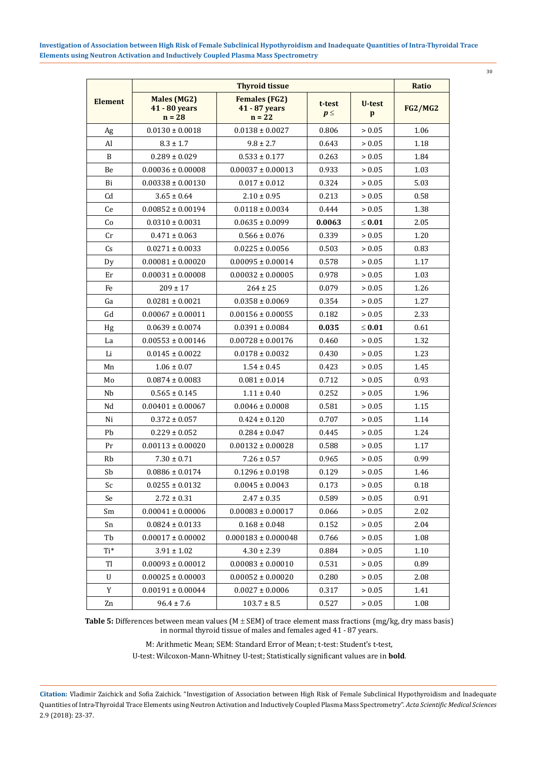| Element | Thyroid tissue | | | | Ratio |
|---|---|---|---|---|---|
| | Males (MG2) 41 - 80 years n = 28 | Females (FG2) 41 - 87 years n = 22 | t-test $p \leq$ | U-test p | FG2/MG2 |
| Ag | 0.0130 ± 0.0018 | 0.0138 ± 0.0027 | 0.806 | > 0.05 | 1.06 |
| Al | 8.3 ± 1.7 | 9.8 ± 2.7 | 0.643 | > 0.05 | 1.18 |
| B | 0.289 ± 0.029 | 0.533 ± 0.177 | 0.263 | > 0.05 | 1.84 |
| Be | 0.00036 ± 0.00008 | 0.00037 ± 0.00013 | 0.933 | > 0.05 | 1.03 |
| Bi | 0.00338 ± 0.00130 | 0.017 ± 0.012 | 0.324 | > 0.05 | 5.03 |
| Cd | 3.65 ± 0.64 | 2.10 ± 0.95 | 0.213 | > 0.05 | 0.58 |
| Ce | 0.00852 ± 0.00194 | 0.0118 ± 0.0034 | 0.444 | > 0.05 | 1.38 |
| Co | 0.0310 ± 0.0031 | 0.0635 ± 0.0099 | **0.0063** | **≤ 0.01** | 2.05 |
| Cr | 0.471 ± 0.063 | 0.566 ± 0.076 | 0.339 | > 0.05 | 1.20 |
| Cs | 0.0271 ± 0.0033 | 0.0225 ± 0.0056 | 0.503 | > 0.05 | 0.83 |
| Dy | 0.00081 ± 0.00020 | 0.00095 ± 0.00014 | 0.578 | > 0.05 | 1.17 |
| Er | 0.00031 ± 0.00008 | 0.00032 ± 0.00005 | 0.978 | > 0.05 | 1.03 |
| Fe | 209 ± 17 | 264 ± 25 | 0.079 | > 0.05 | 1.26 |
| Ga | 0.0281 ± 0.0021 | 0.0358 ± 0.0069 | 0.354 | > 0.05 | 1.27 |
| Gd | 0.00067 ± 0.00011 | 0.00156 ± 0.00055 | 0.182 | > 0.05 | 2.33 |
| Hg | 0.0639 ± 0.0074 | 0.0391 ± 0.0084 | **0.035** | **≤ 0.01** | 0.61 |
| La | 0.00553 ± 0.00146 | 0.00728 ± 0.00176 | 0.460 | > 0.05 | 1.32 |
| Li | 0.0145 ± 0.0022 | 0.0178 ± 0.0032 | 0.430 | > 0.05 | 1.23 |
| Mn | 1.06 ± 0.07 | 1.54 ± 0.45 | 0.423 | > 0.05 | 1.45 |
| Mo | 0.0874 ± 0.0083 | 0.081 ± 0.014 | 0.712 | > 0.05 | 0.93 |
| Nb | 0.565 ± 0.145 | 1.11 ± 0.40 | 0.252 | > 0.05 | 1.96 |
| Nd | 0.00401 ± 0.00067 | 0.0046 ± 0.0008 | 0.581 | > 0.05 | 1.15 |
| Ni | 0.372 ± 0.057 | 0.424 ± 0.120 | 0.707 | > 0.05 | 1.14 |
| Pb | 0.229 ± 0.052 | 0.284 ± 0.047 | 0.445 | > 0.05 | 1.24 |
| Pr | 0.00113 ± 0.00020 | 0.00132 ± 0.00028 | 0.588 | > 0.05 | 1.17 |
| Rb | 7.30 ± 0.71 | 7.26 ± 0.57 | 0.965 | > 0.05 | 0.99 |
| Sb | 0.0886 ± 0.0174 | 0.1296 ± 0.0198 | 0.129 | > 0.05 | 1.46 |
| Sc | 0.0255 ± 0.0132 | 0.0045 ± 0.0043 | 0.173 | > 0.05 | 0.18 |
| Se | 2.72 ± 0.31 | 2.47 ± 0.35 | 0.589 | > 0.05 | 0.91 |
| Sm | 0.00041 ± 0.00006 | 0.00083 ± 0.00017 | 0.066 | > 0.05 | 2.02 |
| Sn | 0.0824 ± 0.0133 | 0.168 ± 0.048 | 0.152 | > 0.05 | 2.04 |
| Tb | 0.00017 ± 0.00002 | 0.000183 ± 0.000048 | 0.766 | > 0.05 | 1.08 |
| Ti* | 3.91 ± 1.02 | 4.30 ± 2.39 | 0.884 | > 0.05 | 1.10 |
| Tl | 0.00093 ± 0.00012 | 0.00083 ± 0.00010 | 0.531 | > 0.05 | 0.89 |
| U | 0.00025 ± 0.00003 | 0.00052 ± 0.00020 | 0.280 | > 0.05 | 2.08 |
| Y | 0.00191 ± 0.00044 | 0.0027 ± 0.0006 | 0.317 | > 0.05 | 1.41 |
| Zn | 96.4 ± 7.6 | 103.7 ± 8.5 | 0.527 | > 0.05 | 1.08 |

**Table 5:** Differences between mean values (M ± SEM) of trace element mass fractions (mg/kg, dry mass basis) in normal thyroid tissue of males and females aged 41 - 87 years.

M: Arithmetic Mean; SEM: Standard Error of Mean; t-test: Student's t-test,
U-test: Wilcoxon-Mann-Whitney U-test; Statistically significant values are in **bold**.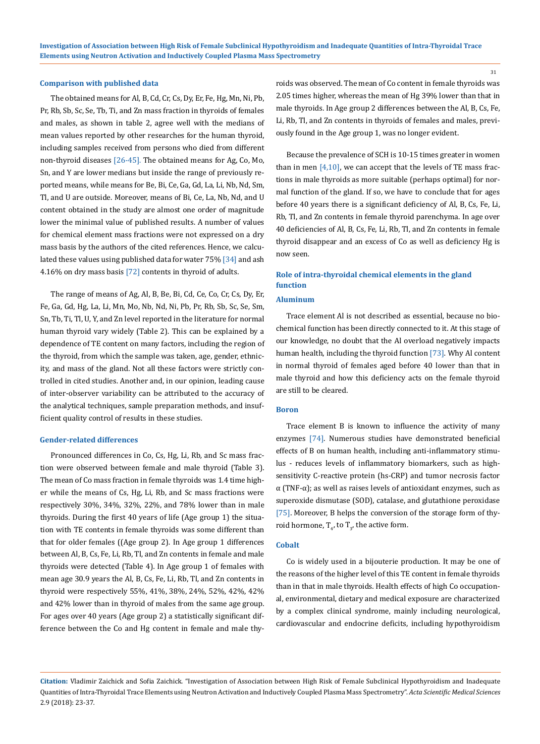### Comparison with published data

The obtained means for Al, B, Cd, Cr, Cs, Dy, Er, Fe, Hg, Mn, Ni, Pb, Pr, Rb, Sb, Sc, Se, Tb, Ti, and Zn mass fraction in thyroids of females and males, as shown in table 2, agree well with the medians of mean values reported by other researches for the human thyroid, including samples received from persons who died from different non-thyroid diseases [26-45]. The obtained means for Ag, Co, Mo, Sn, and Y are lower medians but inside the range of previously reported means, while means for Be, Bi, Ce, Ga, Gd, La, Li, Nb, Nd, Sm, Tl, and U are outside. Moreover, means of Bi, Ce, La, Nb, Nd, and U content obtained in the study are almost one order of magnitude lower the minimal value of published results. A number of values for chemical element mass fractions were not expressed on a dry mass basis by the authors of the cited references. Hence, we calculated these values using published data for water 75% [34] and ash 4.16% on dry mass basis [72] contents in thyroid of adults.

The range of means of Ag, Al, B, Be, Bi, Cd, Ce, Co, Cr, Cs, Dy, Er, Fe, Ga, Gd, Hg, La, Li, Mn, Mo, Nb, Nd, Ni, Pb, Pr, Rb, Sb, Sc, Se, Sm, Sn, Tb, Ti, Tl, U, Y, and Zn level reported in the literature for normal human thyroid vary widely (Table 2). This can be explained by a dependence of TE content on many factors, including the region of the thyroid, from which the sample was taken, age, gender, ethnicity, and mass of the gland. Not all these factors were strictly controlled in cited studies. Another and, in our opinion, leading cause of inter-observer variability can be attributed to the accuracy of the analytical techniques, sample preparation methods, and insufficient quality control of results in these studies.

### Gender-related differences

Pronounced differences in Co, Cs, Hg, Li, Rb, and Sc mass fraction were observed between female and male thyroid (Table 3). The mean of Co mass fraction in female thyroids was 1.4 time higher while the means of Cs, Hg, Li, Rb, and Sc mass fractions were respectively 30%, 34%, 32%, 22%, and 78% lower than in male thyroids. During the first 40 years of life (Age group 1) the situation with TE contents in female thyroids was some different than that for older females ((Age group 2). In Age group 1 differences between Al, B, Cs, Fe, Li, Rb, Tl, and Zn contents in female and male thyroids were detected (Table 4). In Age group 1 of females with mean age 30.9 years the Al, B, Cs, Fe, Li, Rb, Tl, and Zn contents in thyroid were respectively 55%, 41%, 38%, 24%, 52%, 42%, 42% and 42% lower than in thyroid of males from the same age group. For ages over 40 years (Age group 2) a statistically significant difference between the Co and Hg content in female and male thyroids was observed. The mean of Co content in female thyroids was 2.05 times higher, whereas the mean of Hg 39% lower than that in male thyroids. In Age group 2 differences between the Al, B, Cs, Fe, Li, Rb, Tl, and Zn contents in thyroids of females and males, previously found in the Age group 1, was no longer evident.

Because the prevalence of SCH is 10-15 times greater in women than in men [4,10], we can accept that the levels of TE mass fractions in male thyroids as more suitable (perhaps optimal) for normal function of the gland. If so, we have to conclude that for ages before 40 years there is a significant deficiency of Al, B, Cs, Fe, Li, Rb, Tl, and Zn contents in female thyroid parenchyma. In age over 40 deficiencies of Al, B, Cs, Fe, Li, Rb, Tl, and Zn contents in female thyroid disappear and an excess of Co as well as deficiency Hg is now seen.

### Role of intra-thyroidal chemical elements in the gland function

#### Aluminum

Trace element Al is not described as essential, because no biochemical function has been directly connected to it. At this stage of our knowledge, no doubt that the Al overload negatively impacts human health, including the thyroid function [73]. Why Al content in normal thyroid of females aged before 40 lower than that in male thyroid and how this deficiency acts on the female thyroid are still to be cleared.

#### Boron

Trace element B is known to influence the activity of many enzymes [74]. Numerous studies have demonstrated beneficial effects of B on human health, including anti-inflammatory stimulus - reduces levels of inflammatory biomarkers, such as high-sensitivity C-reactive protein (hs-CRP) and tumor necrosis factor α (TNF-α); as well as raises levels of antioxidant enzymes, such as superoxide dismutase (SOD), catalase, and glutathione peroxidase [75]. Moreover, B helps the conversion of the storage form of thyroid hormone, $T_4$, to $T_3$, the active form.

#### Cobalt

Co is widely used in a bijouterie production. It may be one of the reasons of the higher level of this TE content in female thyroids than in that in male thyroids. Health effects of high Co occupational, environmental, dietary and medical exposure are characterized by a complex clinical syndrome, mainly including neurological, cardiovascular and endocrine deficits, including hypothyroidism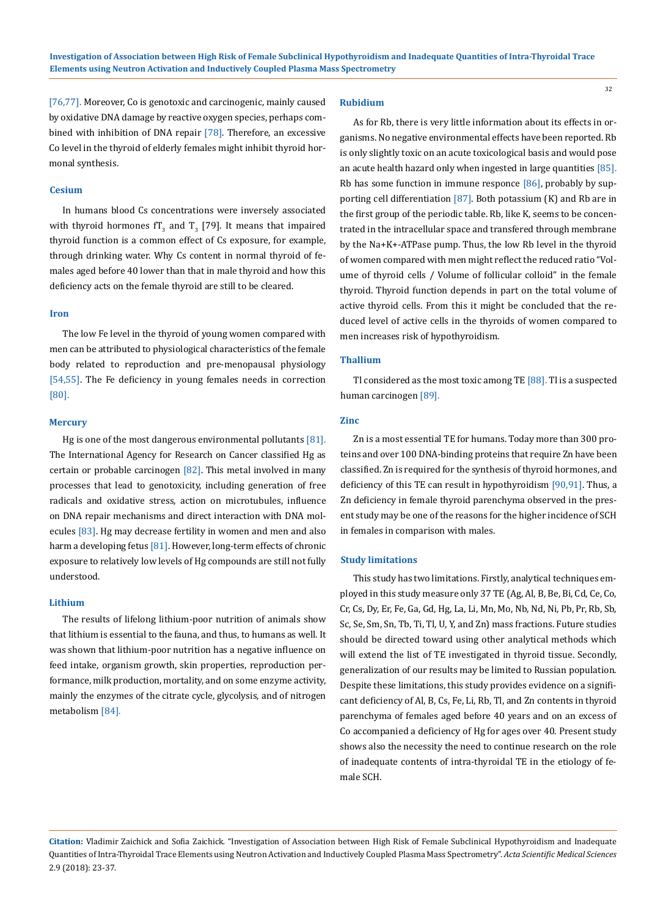[76,77]. Moreover, Co is genotoxic and carcinogenic, mainly caused by oxidative DNA damage by reactive oxygen species, perhaps combined with inhibition of DNA repair [78]. Therefore, an excessive Co level in the thyroid of elderly females might inhibit thyroid hormonal synthesis.

### Cesium

In humans blood Cs concentrations were inversely associated with thyroid hormones $fT_3$ and $T_3$ [79]. It means that impaired thyroid function is a common effect of Cs exposure, for example, through drinking water. Why Cs content in normal thyroid of females aged before 40 lower than that in male thyroid and how this deficiency acts on the female thyroid are still to be cleared.

### Iron

The low Fe level in the thyroid of young women compared with men can be attributed to physiological characteristics of the female body related to reproduction and pre-menopausal physiology [54,55]. The Fe deficiency in young females needs in correction [80].

### Mercury

Hg is one of the most dangerous environmental pollutants [81]. The International Agency for Research on Cancer classified Hg as certain or probable carcinogen [82]. This metal involved in many processes that lead to genotoxicity, including generation of free radicals and oxidative stress, action on microtubules, influence on DNA repair mechanisms and direct interaction with DNA molecules [83]. Hg may decrease fertility in women and men and also harm a developing fetus [81]. However, long-term effects of chronic exposure to relatively low levels of Hg compounds are still not fully understood.

### Lithium

The results of lifelong lithium-poor nutrition of animals show that lithium is essential to the fauna, and thus, to humans as well. It was shown that lithium-poor nutrition has a negative influence on feed intake, organism growth, skin properties, reproduction performance, milk production, mortality, and on some enzyme activity, mainly the enzymes of the citrate cycle, glycolysis, and of nitrogen metabolism [84].

### Rubidium

As for Rb, there is very little information about its effects in organisms. No negative environmental effects have been reported. Rb is only slightly toxic on an acute toxicological basis and would pose an acute health hazard only when ingested in large quantities [85]. Rb has some function in immune responce [86], probably by supporting cell differentiation [87]. Both potassium (K) and Rb are in the first group of the periodic table. Rb, like K, seems to be concentrated in the intracellular space and transfered through membrane by the $Na^+K^+$-ATPase pump. Thus, the low Rb level in the thyroid of women compared with men might reflect the reduced ratio "Volume of thyroid cells / Volume of follicular colloid" in the female thyroid. Thyroid function depends in part on the total volume of active thyroid cells. From this it might be concluded that the reduced level of active cells in the thyroids of women compared to men increases risk of hypothyroidism.

### Thallium

Tl considered as the most toxic among TE [88]. Tl is a suspected human carcinogen [89].

### Zinc

Zn is a most essential TE for humans. Today more than 300 proteins and over 100 DNA-binding proteins that require Zn have been classified. Zn is required for the synthesis of thyroid hormones, and deficiency of this TE can result in hypothyroidism [90,91]. Thus, a Zn deficiency in female thyroid parenchyma observed in the present study may be one of the reasons for the higher incidence of SCH in females in comparison with males.

### Study limitations

This study has two limitations. Firstly, analytical techniques employed in this study measure only 37 TE (Ag, Al, B, Be, Bi, Cd, Ce, Co, Cr, Cs, Dy, Er, Fe, Ga, Gd, Hg, La, Li, Mn, Mo, Nb, Nd, Ni, Pb, Pr, Rb, Sb, Sc, Se, Sm, Sn, Tb, Ti, Tl, U, Y, and Zn) mass fractions. Future studies should be directed toward using other analytical methods which will extend the list of TE investigated in thyroid tissue. Secondly, generalization of our results may be limited to Russian population. Despite these limitations, this study provides evidence on a significant deficiency of Al, B, Cs, Fe, Li, Rb, Tl, and Zn contents in thyroid parenchyma of females aged before 40 years and on an excess of Co accompanied a deficiency of Hg for ages over 40. Present study shows also the necessity the need to continue research on the role of inadequate contents of intra-thyroidal TE in the etiology of female SCH.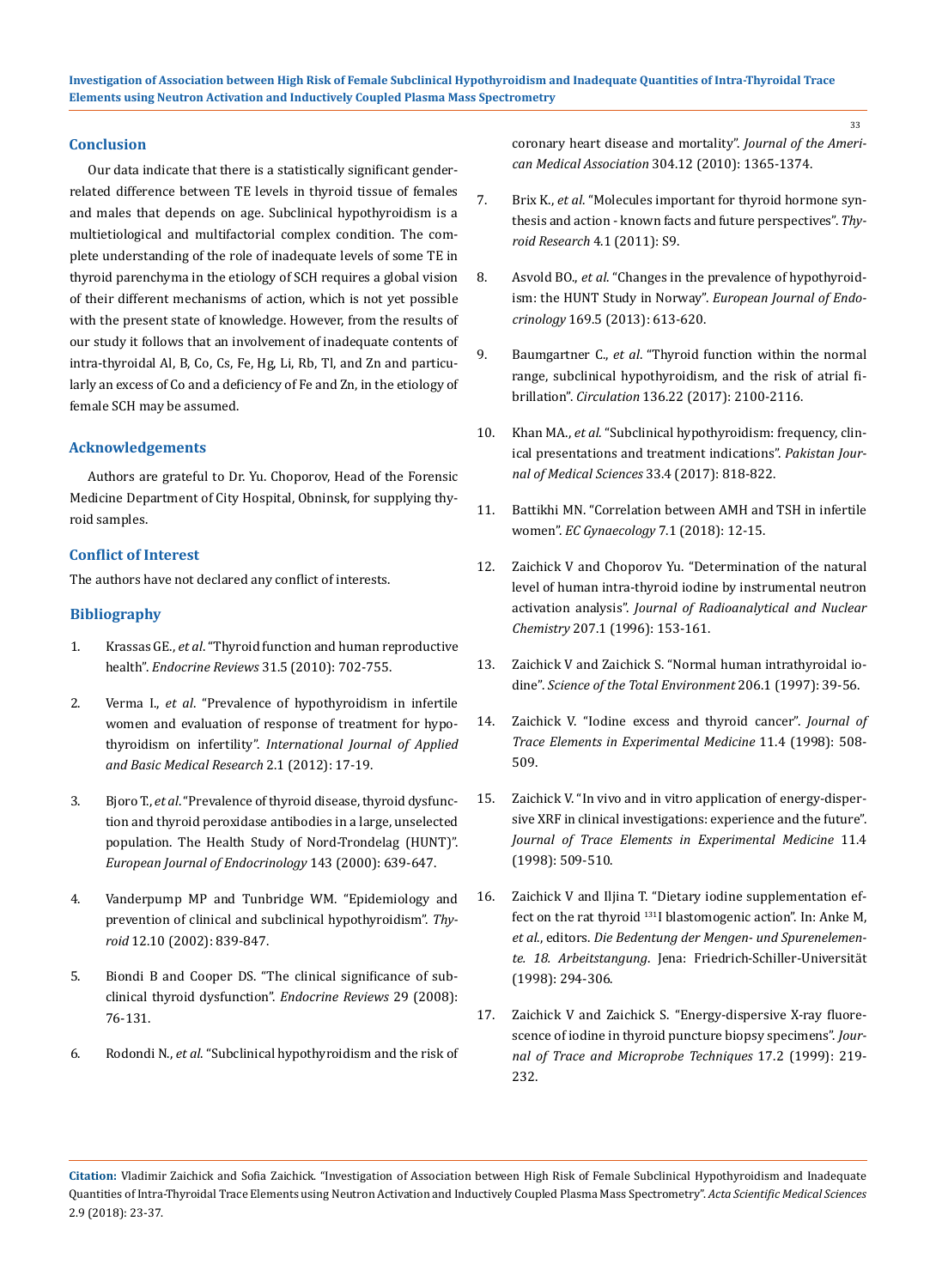## Conclusion

Our data indicate that there is a statistically significant gender-related difference between TE levels in thyroid tissue of females and males that depends on age. Subclinical hypothyroidism is a multietiological and multifactorial complex condition. The complete understanding of the role of inadequate levels of some TE in thyroid parenchyma in the etiology of SCH requires a global vision of their different mechanisms of action, which is not yet possible with the present state of knowledge. However, from the results of our study it follows that an involvement of inadequate contents of intra-thyroidal Al, B, Co, Cs, Fe, Hg, Li, Rb, Tl, and Zn and particularly an excess of Co and a deficiency of Fe and Zn, in the etiology of female SCH may be assumed.

## Acknowledgements

Authors are grateful to Dr. Yu. Choporov, Head of the Forensic Medicine Department of City Hospital, Obninsk, for supplying thyroid samples.

## Conflict of Interest

The authors have not declared any conflict of interests.

## Bibliography

1. Krassas GE., *et al*. "Thyroid function and human reproductive health". *Endocrine Reviews* 31.5 (2010): 702-755.
2. Verma I., *et al*. "Prevalence of hypothyroidism in infertile women and evaluation of response of treatment for hypothyroidism on infertility". *International Journal of Applied and Basic Medical Research* 2.1 (2012): 17-19.
3. Bjoro T., *et al*. "Prevalence of thyroid disease, thyroid dysfunction and thyroid peroxidase antibodies in a large, unselected population. The Health Study of Nord-Trondelag (HUNT)". *European Journal of Endocrinology* 143 (2000): 639-647.
4. Vanderpump MP and Tunbridge WM. "Epidemiology and prevention of clinical and subclinical hypothyroidism". *Thyroid* 12.10 (2002): 839-847.
5. Biondi B and Cooper DS. "The clinical significance of subclinical thyroid dysfunction". *Endocrine Reviews* 29 (2008): 76-131.
6. Rodondi N., *et al*. "Subclinical hypothyroidism and the risk of coronary heart disease and mortality". *Journal of the American Medical Association* 304.12 (2010): 1365-1374.
7. Brix K., *et al*. "Molecules important for thyroid hormone synthesis and action - known facts and future perspectives". *Thyroid Research* 4.1 (2011): S9.
8. Asvold BO., *et al*. "Changes in the prevalence of hypothyroidism: the HUNT Study in Norway". *European Journal of Endocrinology* 169.5 (2013): 613-620.
9. Baumgartner C., *et al*. "Thyroid function within the normal range, subclinical hypothyroidism, and the risk of atrial fibrillation". *Circulation* 136.22 (2017): 2100-2116.
10. Khan MA., *et al*. "Subclinical hypothyroidism: frequency, clinical presentations and treatment indications". *Pakistan Journal of Medical Sciences* 33.4 (2017): 818-822.
11. Battikhi MN. "Correlation between AMH and TSH in infertile women". *EC Gynaecology* 7.1 (2018): 12-15.
12. Zaichick V and Choporov Yu. "Determination of the natural level of human intra-thyroid iodine by instrumental neutron activation analysis". *Journal of Radioanalytical and Nuclear Chemistry* 207.1 (1996): 153-161.
13. Zaichick V and Zaichick S. "Normal human intrathyroidal iodine". *Science of the Total Environment* 206.1 (1997): 39-56.
14. Zaichick V. "Iodine excess and thyroid cancer". *Journal of Trace Elements in Experimental Medicine* 11.4 (1998): 508-509.
15. Zaichick V. "In vivo and in vitro application of energy-dispersive XRF in clinical investigations: experience and the future". *Journal of Trace Elements in Experimental Medicine* 11.4 (1998): 509-510.
16. Zaichick V and Iljina T. "Dietary iodine supplementation effect on the rat thyroid $^{131}$I blastomogenic action". In: Anke M, *et al*., editors. *Die Bedentung der Mengen- und Spurenelemente. 18. Arbeitstangung*. Jena: Friedrich-Schiller-Universität (1998): 294-306.
17. Zaichick V and Zaichick S. "Energy-dispersive X-ray fluorescence of iodine in thyroid puncture biopsy specimens". *Journal of Trace and Microprobe Techniques* 17.2 (1999): 219-232.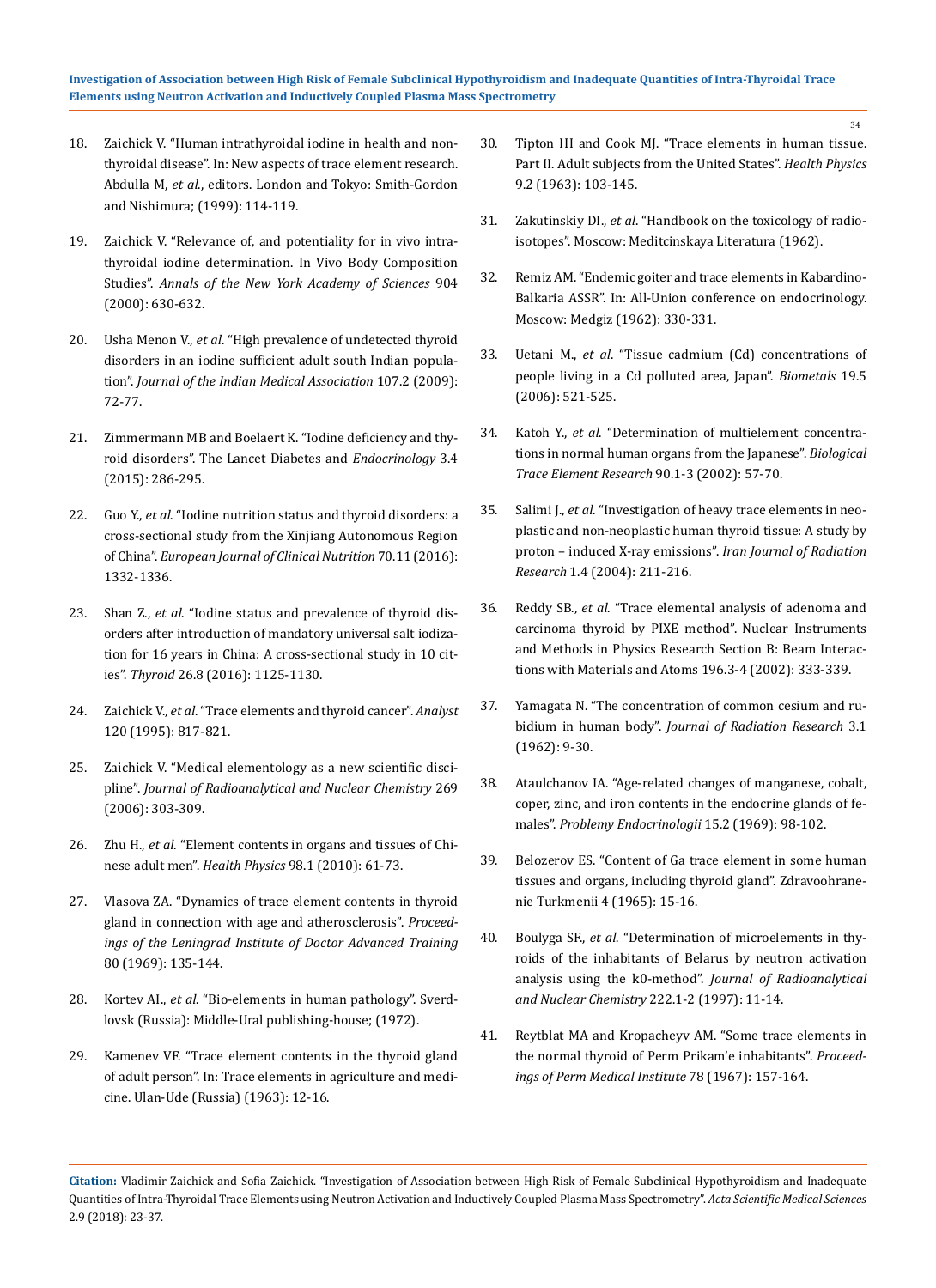18. Zaichick V. "Human intrathyroidal iodine in health and non-thyroidal disease". In: New aspects of trace element research. Abdulla M, *et al.*, editors. London and Tokyo: Smith-Gordon and Nishimura; (1999): 114-119.

19. Zaichick V. "Relevance of, and potentiality for in vivo intra-thyroidal iodine determination. In Vivo Body Composition Studies". *Annals of the New York Academy of Sciences* 904 (2000): 630-632.

20. Usha Menon V., *et al*. "High prevalence of undetected thyroid disorders in an iodine sufficient adult south Indian population". *Journal of the Indian Medical Association* 107.2 (2009): 72-77.

21. Zimmermann MB and Boelaert K. "Iodine deficiency and thyroid disorders". The Lancet Diabetes and *Endocrinology* 3.4 (2015): 286-295.

22. Guo Y., *et al.* "Iodine nutrition status and thyroid disorders: a cross-sectional study from the Xinjiang Autonomous Region of China". *European Journal of Clinical Nutrition* 70.11 (2016): 1332-1336.

23. Shan Z., *et al.* "Iodine status and prevalence of thyroid disorders after introduction of mandatory universal salt iodization for 16 years in China: A cross-sectional study in 10 cities". *Thyroid* 26.8 (2016): 1125-1130.

24. Zaichick V., *et al*. "Trace elements and thyroid cancer". *Analyst* 120 (1995): 817-821.

25. Zaichick V. "Medical elementology as a new scientific discipline". *Journal of Radioanalytical and Nuclear Chemistry* 269 (2006): 303-309.

26. Zhu H., *et al*. "Element contents in organs and tissues of Chinese adult men". *Health Physics* 98.1 (2010): 61-73.

27. Vlasova ZA. "Dynamics of trace element contents in thyroid gland in connection with age and atherosclerosis". *Proceedings of the Leningrad Institute of Doctor Advanced Training* 80 (1969): 135-144.

28. Kortev AI., *et al*. "Bio-elements in human pathology". Sverdlovsk (Russia): Middle-Ural publishing-house; (1972).

29. Kamenev VF. "Trace element contents in the thyroid gland of adult person". In: Trace elements in agriculture and medicine. Ulan-Ude (Russia) (1963): 12-16.

30. Tipton IH and Cook MJ. "Trace elements in human tissue. Part II. Adult subjects from the United States". *Health Physics* 9.2 (1963): 103-145.

31. Zakutinskiy DI., *et al*. "Handbook on the toxicology of radioisotopes". Moscow: Meditcinskaya Literatura (1962).

32. Remiz AM. "Endemic goiter and trace elements in Kabardino-Balkaria ASSR". In: All-Union conference on endocrinology. Moscow: Medgiz (1962): 330-331.

33. Uetani M., *et al*. "Tissue cadmium (Cd) concentrations of people living in a Cd polluted area, Japan". *Biometals* 19.5 (2006): 521-525.

34. Katoh Y., *et al.* "Determination of multielement concentrations in normal human organs from the Japanese". *Biological Trace Element Research* 90.1-3 (2002): 57-70.

35. Salimi J., *et al*. "Investigation of heavy trace elements in neoplastic and non-neoplastic human thyroid tissue: A study by proton – induced X-ray emissions". *Iran Journal of Radiation Research* 1.4 (2004): 211-216.

36. Reddy SB., *et al*. "Trace elemental analysis of adenoma and carcinoma thyroid by PIXE method". Nuclear Instruments and Methods in Physics Research Section B: Beam Interactions with Materials and Atoms 196.3-4 (2002): 333-339.

37. Yamagata N. "The concentration of common cesium and rubidium in human body". *Journal of Radiation Research* 3.1 (1962): 9-30.

38. Ataulchanov IA. "Age-related changes of manganese, cobalt, coper, zinc, and iron contents in the endocrine glands of females". *Problemy Endocrinologii* 15.2 (1969): 98-102.

39. Belozerov ES. "Content of Ga trace element in some human tissues and organs, including thyroid gland". Zdravoohranenie Turkmenii 4 (1965): 15-16.

40. Boulyga SF., *et al*. "Determination of microelements in thyroids of the inhabitants of Belarus by neutron activation analysis using the k0-method". *Journal of Radioanalytical and Nuclear Chemistry* 222.1-2 (1997): 11-14.

41. Reytblat MA and Kropacheyv AM. "Some trace elements in the normal thyroid of Perm Prikam'e inhabitants". *Proceedings of Perm Medical Institute* 78 (1967): 157-164.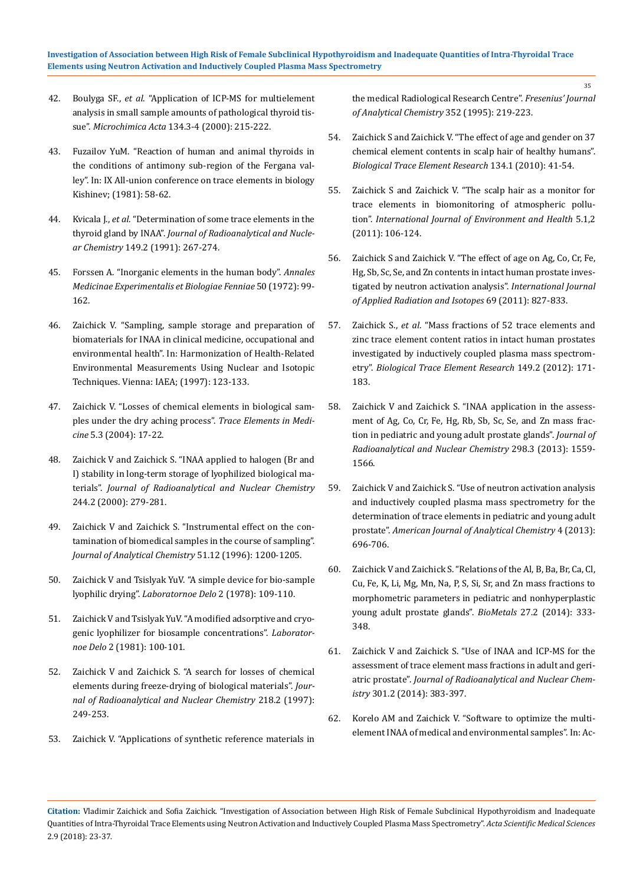42. Boulyga SF., *et al*. "Application of ICP-MS for multielement analysis in small sample amounts of pathological thyroid tissue". *Microchimica Acta* 134.3-4 (2000): 215-222.

43. Fuzailov YuM. "Reaction of human and animal thyroids in the conditions of antimony sub-region of the Fergana valley". In: IX All-union conference on trace elements in biology Kishinev; (1981): 58-62.

44. Kvicala J., *et al*. "Determination of some trace elements in the thyroid gland by INAA". *Journal of Radioanalytical and Nuclear Chemistry* 149.2 (1991): 267-274.

45. Forssen A. "Inorganic elements in the human body". *Annales Medicinae Experimentalis et Biologiae Fenniae* 50 (1972): 99-162.

46. Zaichick V. "Sampling, sample storage and preparation of biomaterials for INAA in clinical medicine, occupational and environmental health". In: Harmonization of Health-Related Environmental Measurements Using Nuclear and Isotopic Techniques. Vienna: IAEA; (1997): 123-133.

47. Zaichick V. "Losses of chemical elements in biological samples under the dry aching process". *Trace Elements in Medicine* 5.3 (2004): 17-22.

48. Zaichick V and Zaichick S. "INAA applied to halogen (Br and I) stability in long-term storage of lyophilized biological materials". *Journal of Radioanalytical and Nuclear Chemistry* 244.2 (2000): 279-281.

49. Zaichick V and Zaichick S. "Instrumental effect on the contamination of biomedical samples in the course of sampling". *Journal of Analytical Chemistry* 51.12 (1996): 1200-1205.

50. Zaichick V and Tsislyak YuV. "A simple device for bio-sample lyophilic drying". *Laboratornoe Delo* 2 (1978): 109-110.

51. Zaichick V and Tsislyak YuV. "A modified adsorptive and cryogenic lyophilizer for biosample concentrations". *Laboratornoe Delo* 2 (1981): 100-101.

52. Zaichick V and Zaichick S. "A search for losses of chemical elements during freeze-drying of biological materials". *Journal of Radioanalytical and Nuclear Chemistry* 218.2 (1997): 249-253.

53. Zaichick V. "Applications of synthetic reference materials in the medical Radiological Research Centre". *Fresenius' Journal of Analytical Chemistry* 352 (1995): 219-223.

54. Zaichick S and Zaichick V. "The effect of age and gender on 37 chemical element contents in scalp hair of healthy humans". *Biological Trace Element Research* 134.1 (2010): 41-54.

55. Zaichick S and Zaichick V. "The scalp hair as a monitor for trace elements in biomonitoring of atmospheric pollution". *International Journal of Environment and Health* 5.1,2 (2011): 106-124.

56. Zaichick S and Zaichick V. "The effect of age on Ag, Co, Cr, Fe, Hg, Sb, Sc, Se, and Zn contents in intact human prostate investigated by neutron activation analysis". *International Journal of Applied Radiation and Isotopes* 69 (2011): 827-833.

57. Zaichick S., *et al*. "Mass fractions of 52 trace elements and zinc trace element content ratios in intact human prostates investigated by inductively coupled plasma mass spectrometry". *Biological Trace Element Research* 149.2 (2012): 171-183.

58. Zaichick V and Zaichick S. "INAA application in the assessment of Ag, Co, Cr, Fe, Hg, Rb, Sb, Sc, Se, and Zn mass fraction in pediatric and young adult prostate glands". *Journal of Radioanalytical and Nuclear Chemistry* 298.3 (2013): 1559-1566.

59. Zaichick V and Zaichick S. "Use of neutron activation analysis and inductively coupled plasma mass spectrometry for the determination of trace elements in pediatric and young adult prostate". *American Journal of Analytical Chemistry* 4 (2013): 696-706.

60. Zaichick V and Zaichick S. "Relations of the Al, B, Ba, Br, Ca, Cl, Cu, Fe, K, Li, Mg, Mn, Na, P, S, Si, Sr, and Zn mass fractions to morphometric parameters in pediatric and nonhyperplastic young adult prostate glands". *BioMetals* 27.2 (2014): 333-348.

61. Zaichick V and Zaichick S. "Use of INAA and ICP-MS for the assessment of trace element mass fractions in adult and geriatric prostate". *Journal of Radioanalytical and Nuclear Chemistry* 301.2 (2014): 383-397.

62. Korelo AM and Zaichick V. "Software to optimize the multielement INAA of medical and environmental samples". In: Ac-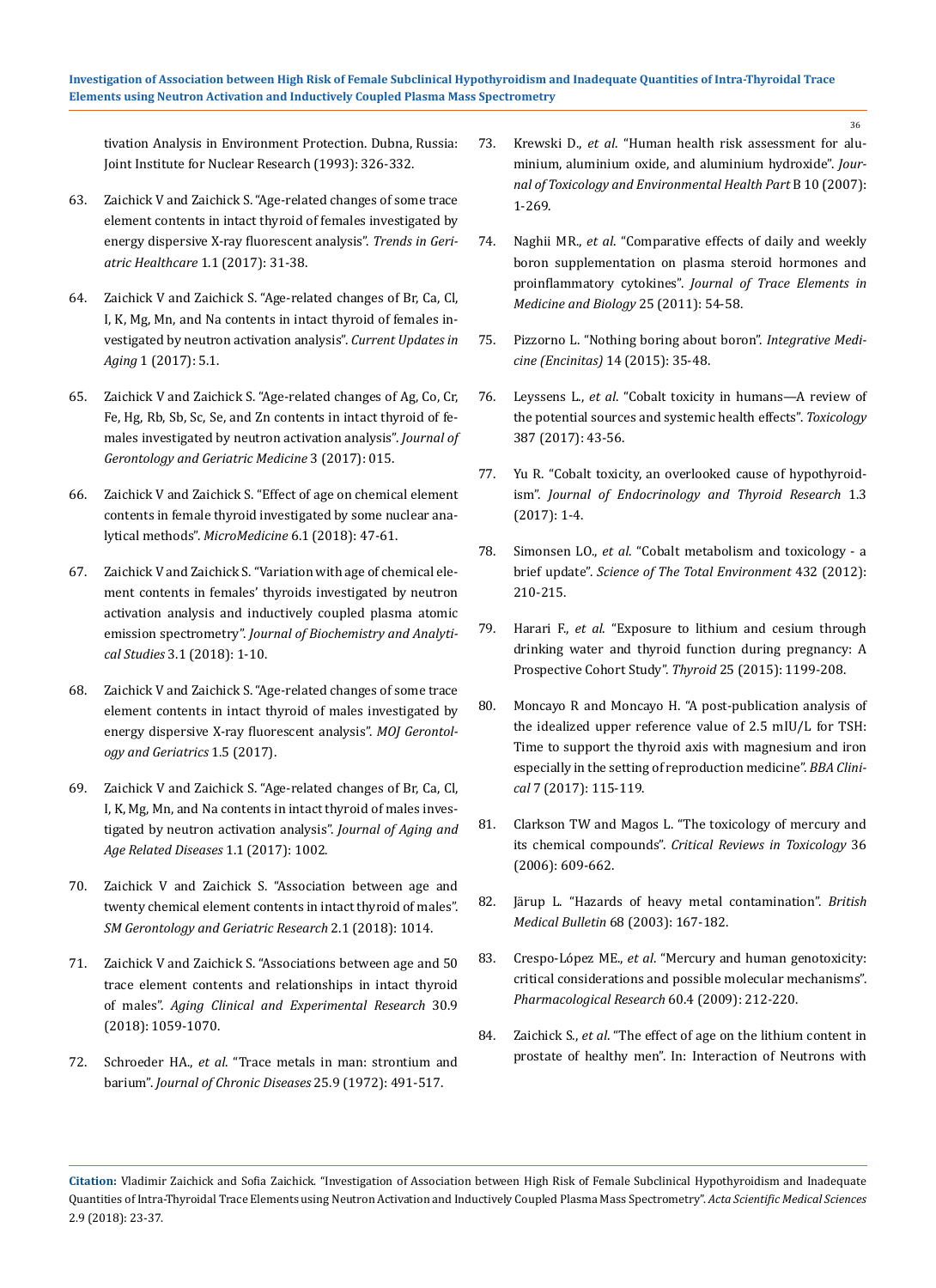tivation Analysis in Environment Protection. Dubna, Russia: Joint Institute for Nuclear Research (1993): 326-332.

63. Zaichick V and Zaichick S. "Age-related changes of some trace element contents in intact thyroid of females investigated by energy dispersive X-ray fluorescent analysis". *Trends in Geriatric Healthcare* 1.1 (2017): 31-38.

64. Zaichick V and Zaichick S. "Age-related changes of Br, Ca, Cl, I, K, Mg, Mn, and Na contents in intact thyroid of females investigated by neutron activation analysis". *Current Updates in Aging* 1 (2017): 5.1.

65. Zaichick V and Zaichick S. "Age-related changes of Ag, Co, Cr, Fe, Hg, Rb, Sb, Sc, Se, and Zn contents in intact thyroid of females investigated by neutron activation analysis". *Journal of Gerontology and Geriatric Medicine* 3 (2017): 015.

66. Zaichick V and Zaichick S. "Effect of age on chemical element contents in female thyroid investigated by some nuclear analytical methods". *MicroMedicine* 6.1 (2018): 47-61.

67. Zaichick V and Zaichick S. "Variation with age of chemical element contents in females' thyroids investigated by neutron activation analysis and inductively coupled plasma atomic emission spectrometry". *Journal of Biochemistry and Analytical Studies* 3.1 (2018): 1-10.

68. Zaichick V and Zaichick S. "Age-related changes of some trace element contents in intact thyroid of males investigated by energy dispersive X-ray fluorescent analysis". *MOJ Gerontology and Geriatrics* 1.5 (2017).

69. Zaichick V and Zaichick S. "Age-related changes of Br, Ca, Cl, I, K, Mg, Mn, and Na contents in intact thyroid of males investigated by neutron activation analysis". *Journal of Aging and Age Related Diseases* 1.1 (2017): 1002.

70. Zaichick V and Zaichick S. "Association between age and twenty chemical element contents in intact thyroid of males". *SM Gerontology and Geriatric Research* 2.1 (2018): 1014.

71. Zaichick V and Zaichick S. "Associations between age and 50 trace element contents and relationships in intact thyroid of males". *Aging Clinical and Experimental Research* 30.9 (2018): 1059-1070.

72. Schroeder HA., *et al*. "Trace metals in man: strontium and barium". *Journal of Chronic Diseases* 25.9 (1972): 491-517.

73. Krewski D., *et al*. "Human health risk assessment for aluminium, aluminium oxide, and aluminium hydroxide". *Journal of Toxicology and Environmental Health Part B* 10 (2007): 1-269.

74. Naghii MR., *et al*. "Comparative effects of daily and weekly boron supplementation on plasma steroid hormones and proinflammatory cytokines". *Journal of Trace Elements in Medicine and Biology* 25 (2011): 54-58.

75. Pizzorno L. "Nothing boring about boron". *Integrative Medicine (Encinitas)* 14 (2015): 35-48.

76. Leyssens L., *et al*. "Cobalt toxicity in humans—A review of the potential sources and systemic health effects". *Toxicology* 387 (2017): 43-56.

77. Yu R. "Cobalt toxicity, an overlooked cause of hypothyroidism". *Journal of Endocrinology and Thyroid Research* 1.3 (2017): 1-4.

78. Simonsen LO., *et al*. "Cobalt metabolism and toxicology - a brief update". *Science of The Total Environment* 432 (2012): 210-215.

79. Harari F., *et al*. "Exposure to lithium and cesium through drinking water and thyroid function during pregnancy: A Prospective Cohort Study". *Thyroid* 25 (2015): 1199-208.

80. Moncayo R and Moncayo H. "A post-publication analysis of the idealized upper reference value of 2.5 mIU/L for TSH: Time to support the thyroid axis with magnesium and iron especially in the setting of reproduction medicine". *BBA Clinical* 7 (2017): 115-119.

81. Clarkson TW and Magos L. "The toxicology of mercury and its chemical compounds". *Critical Reviews in Toxicology* 36 (2006): 609-662.

82. Järup L. "Hazards of heavy metal contamination". *British Medical Bulletin* 68 (2003): 167-182.

83. Crespo-López ME., *et al*. "Mercury and human genotoxicity: critical considerations and possible molecular mechanisms". *Pharmacological Research* 60.4 (2009): 212-220.

84. Zaichick S., *et al*. "The effect of age on the lithium content in prostate of healthy men". In: Interaction of Neutrons with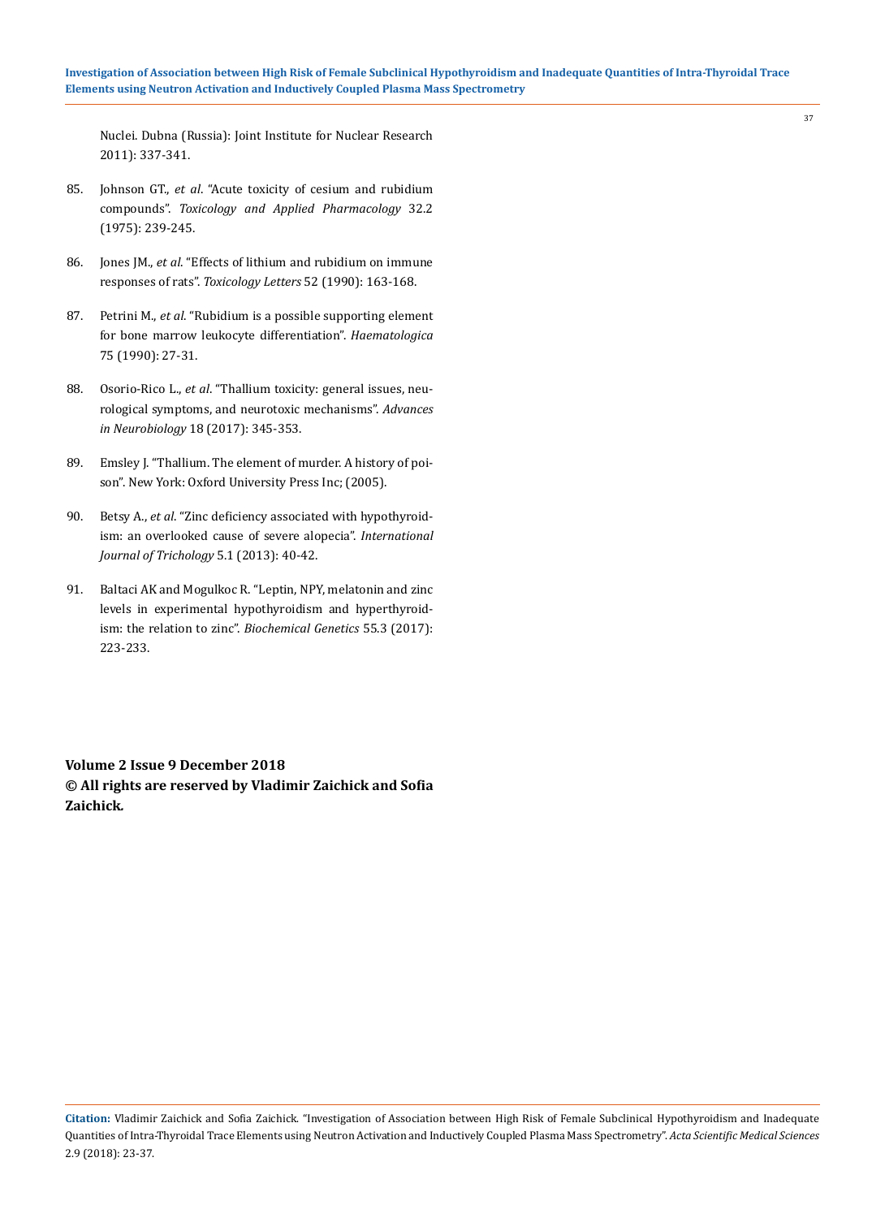Nuclei. Dubna (Russia): Joint Institute for Nuclear Research 2011): 337-341.

85. Johnson GT., *et al*. "Acute toxicity of cesium and rubidium compounds". *Toxicology and Applied Pharmacology* 32.2 (1975): 239-245.

86. Jones JM., *et al*. "Effects of lithium and rubidium on immune responses of rats". *Toxicology Letters* 52 (1990): 163-168.

87. Petrini M., *et al*. "Rubidium is a possible supporting element for bone marrow leukocyte differentiation". *Haematologica* 75 (1990): 27-31.

88. Osorio-Rico L., *et al*. "Thallium toxicity: general issues, neurological symptoms, and neurotoxic mechanisms". *Advances in Neurobiology* 18 (2017): 345-353.

89. Emsley J. "Thallium. The element of murder. A history of poison". New York: Oxford University Press Inc; (2005).

90. Betsy A., *et al*. "Zinc deficiency associated with hypothyroidism: an overlooked cause of severe alopecia". *International Journal of Trichology* 5.1 (2013): 40-42.

91. Baltaci AK and Mogulkoc R. "Leptin, NPY, melatonin and zinc levels in experimental hypothyroidism and hyperthyroidism: the relation to zinc". *Biochemical Genetics* 55.3 (2017): 223-233.

**Volume 2 Issue 9 December 2018**
**© All rights are reserved by Vladimir Zaichick and Sofia Zaichick.**